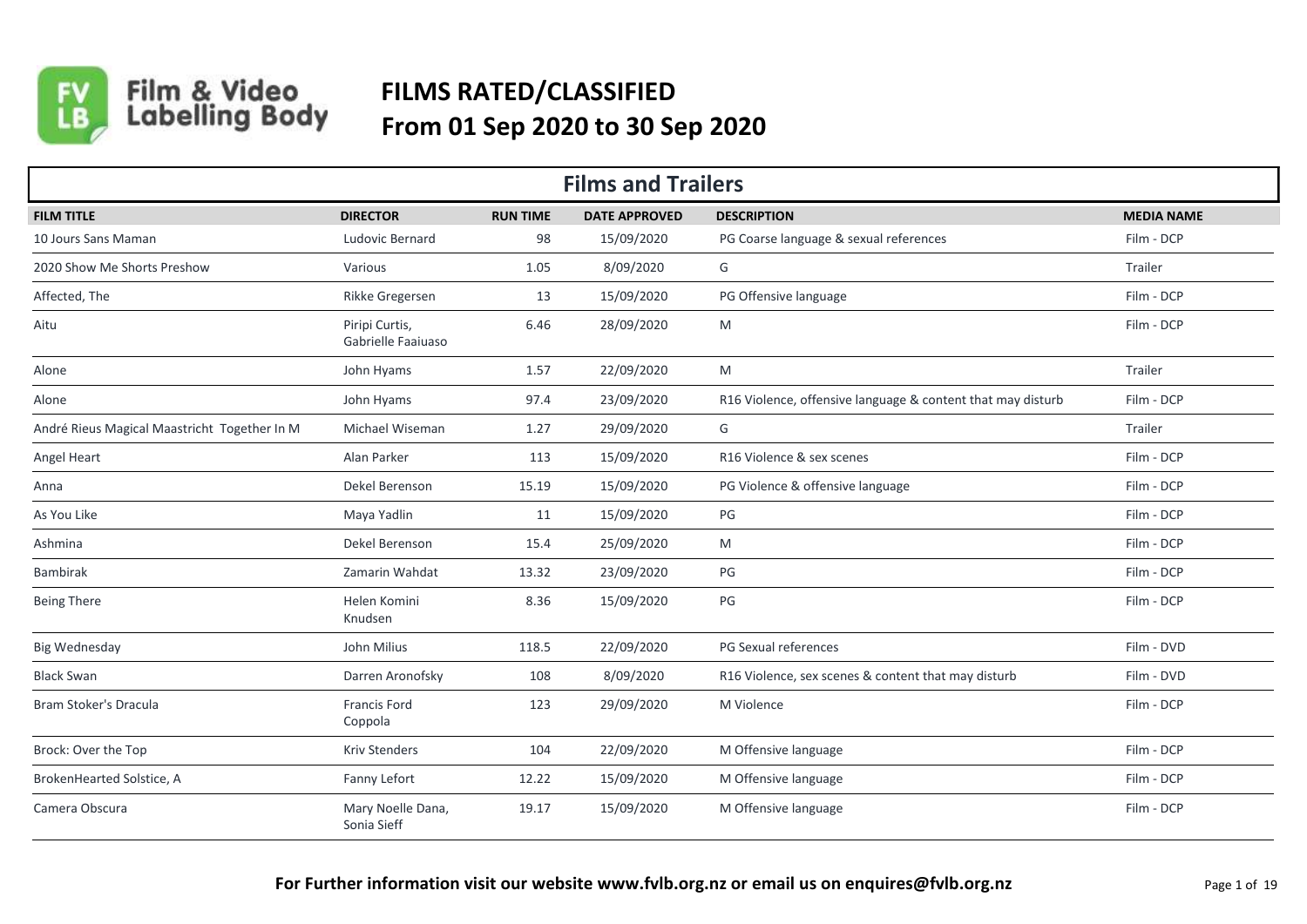# FILMS RATED/CLASSIFIED
# From 01 Sep 2020 to 30 Sep 2020

## Films and Trailers

| FILM TITLE | DIRECTOR | RUN TIME | DATE APPROVED | DESCRIPTION | MEDIA NAME |
|---|---|---|---|---|---|
| 10 Jours Sans Maman | Ludovic Bernard | 98 | 15/09/2020 | PG Coarse language & sexual references | Film - DCP |
| 2020 Show Me Shorts Preshow | Various | 1.05 | 8/09/2020 | G | Trailer |
| Affected, The | Rikke Gregersen | 13 | 15/09/2020 | PG Offensive language | Film - DCP |
| Aitu | Piripi Curtis, Gabrielle Faaiuaso | 6.46 | 28/09/2020 | M | Film - DCP |
| Alone | John Hyams | 1.57 | 22/09/2020 | M | Trailer |
| Alone | John Hyams | 97.4 | 23/09/2020 | R16 Violence, offensive language & content that may disturb | Film - DCP |
| André Rieus Magical Maastricht Together In M | Michael Wiseman | 1.27 | 29/09/2020 | G | Trailer |
| Angel Heart | Alan Parker | 113 | 15/09/2020 | R16 Violence & sex scenes | Film - DCP |
| Anna | Dekel Berenson | 15.19 | 15/09/2020 | PG Violence & offensive language | Film - DCP |
| As You Like | Maya Yadlin | 11 | 15/09/2020 | PG | Film - DCP |
| Ashmina | Dekel Berenson | 15.4 | 25/09/2020 | M | Film - DCP |
| Bambirak | Zamarin Wahdat | 13.32 | 23/09/2020 | PG | Film - DCP |
| Being There | Helen Komini Knudsen | 8.36 | 15/09/2020 | PG | Film - DCP |
| Big Wednesday | John Milius | 118.5 | 22/09/2020 | PG Sexual references | Film - DVD |
| Black Swan | Darren Aronofsky | 108 | 8/09/2020 | R16 Violence, sex scenes & content that may disturb | Film - DVD |
| Bram Stoker's Dracula | Francis Ford Coppola | 123 | 29/09/2020 | M Violence | Film - DCP |
| Brock: Over the Top | Kriv Stenders | 104 | 22/09/2020 | M Offensive language | Film - DCP |
| BrokenHearted Solstice, A | Fanny Lefort | 12.22 | 15/09/2020 | M Offensive language | Film - DCP |
| Camera Obscura | Mary Noelle Dana, Sonia Sieff | 19.17 | 15/09/2020 | M Offensive language | Film - DCP |

**For Further information visit our website www.fvlb.org.nz or email us on enquires@fvlb.org.nz**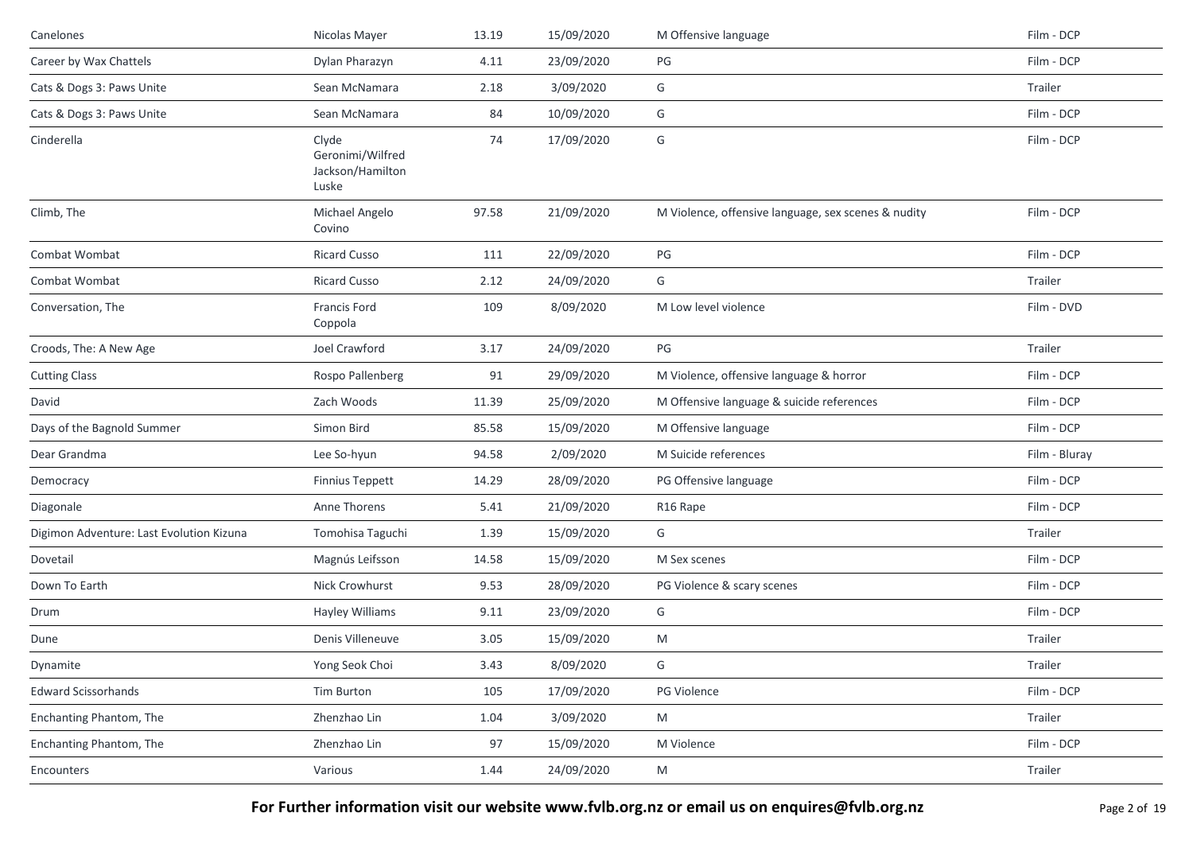| | | | | | |
|---|---|---|---|---|---|
| Canelones | Nicolas Mayer | 13.19 | 15/09/2020 | M Offensive language | Film - DCP |
| Career by Wax Chattels | Dylan Pharazyn | 4.11 | 23/09/2020 | PG | Film - DCP |
| Cats & Dogs 3: Paws Unite | Sean McNamara | 2.18 | 3/09/2020 | G | Trailer |
| Cats & Dogs 3: Paws Unite | Sean McNamara | 84 | 10/09/2020 | G | Film - DCP |
| Cinderella | Clyde Geronimi/Wilfred Jackson/Hamilton Luske | 74 | 17/09/2020 | G | Film - DCP |
| Climb, The | Michael Angelo Covino | 97.58 | 21/09/2020 | M Violence, offensive language, sex scenes & nudity | Film - DCP |
| Combat Wombat | Ricard Cusso | 111 | 22/09/2020 | PG | Film - DCP |
| Combat Wombat | Ricard Cusso | 2.12 | 24/09/2020 | G | Trailer |
| Conversation, The | Francis Ford Coppola | 109 | 8/09/2020 | M Low level violence | Film - DVD |
| Croods, The: A New Age | Joel Crawford | 3.17 | 24/09/2020 | PG | Trailer |
| Cutting Class | Rospo Pallenberg | 91 | 29/09/2020 | M Violence, offensive language & horror | Film - DCP |
| David | Zach Woods | 11.39 | 25/09/2020 | M Offensive language & suicide references | Film - DCP |
| Days of the Bagnold Summer | Simon Bird | 85.58 | 15/09/2020 | M Offensive language | Film - DCP |
| Dear Grandma | Lee So-hyun | 94.58 | 2/09/2020 | M Suicide references | Film - Bluray |
| Democracy | Finnius Teppett | 14.29 | 28/09/2020 | PG Offensive language | Film - DCP |
| Diagonale | Anne Thorens | 5.41 | 21/09/2020 | R16 Rape | Film - DCP |
| Digimon Adventure: Last Evolution Kizuna | Tomohisa Taguchi | 1.39 | 15/09/2020 | G | Trailer |
| Dovetail | Magnús Leifsson | 14.58 | 15/09/2020 | M Sex scenes | Film - DCP |
| Down To Earth | Nick Crowhurst | 9.53 | 28/09/2020 | PG Violence & scary scenes | Film - DCP |
| Drum | Hayley Williams | 9.11 | 23/09/2020 | G | Film - DCP |
| Dune | Denis Villeneuve | 3.05 | 15/09/2020 | M | Trailer |
| Dynamite | Yong Seok Choi | 3.43 | 8/09/2020 | G | Trailer |
| Edward Scissorhands | Tim Burton | 105 | 17/09/2020 | PG Violence | Film - DCP |
| Enchanting Phantom, The | Zhenzhao Lin | 1.04 | 3/09/2020 | M | Trailer |
| Enchanting Phantom, The | Zhenzhao Lin | 97 | 15/09/2020 | M Violence | Film - DCP |
| Encounters | Various | 1.44 | 24/09/2020 | M | Trailer |

**For Further information visit our website www.fvlb.org.nz or email us on enquires@fvlb.org.nz**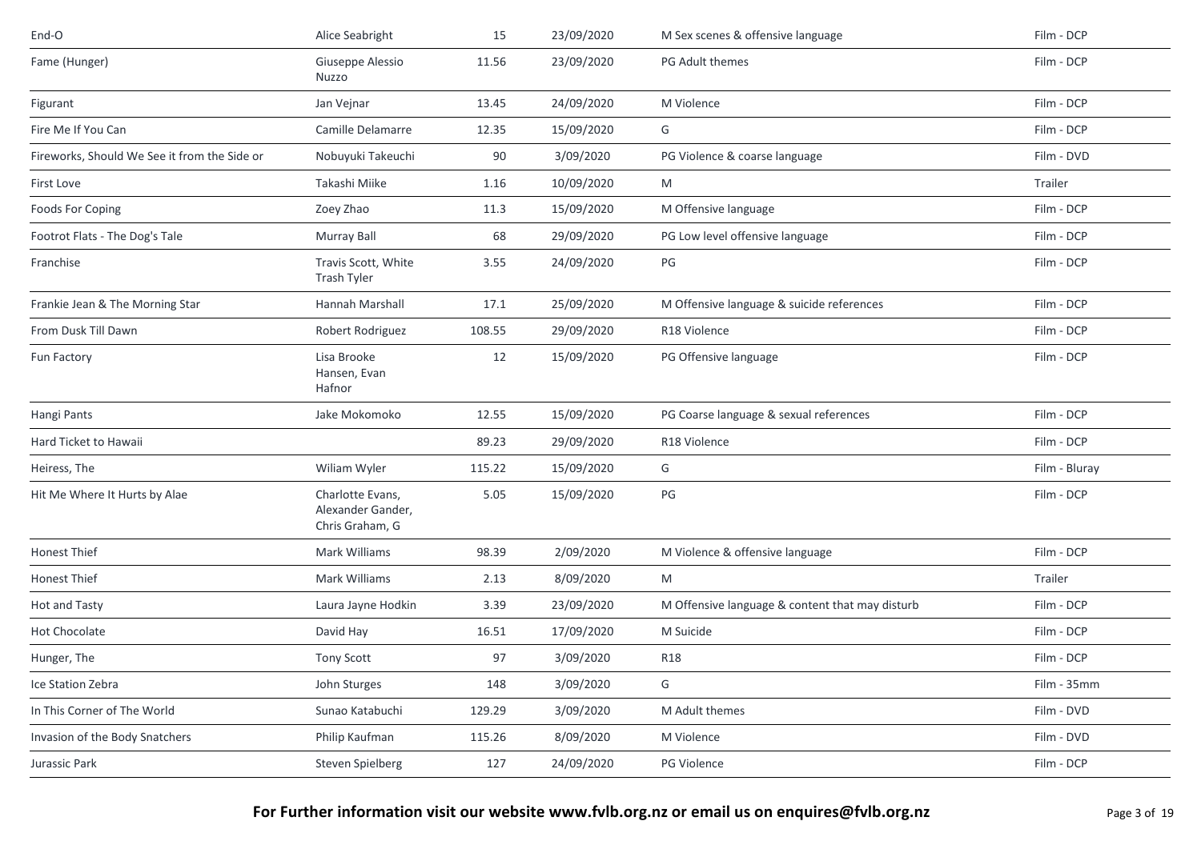| | | | | | |
|---|---|---|---|---|---|
| End-O | Alice Seabright | 15 | 23/09/2020 | M Sex scenes & offensive language | Film - DCP |
| Fame (Hunger) | Giuseppe Alessio Nuzzo | 11.56 | 23/09/2020 | PG Adult themes | Film - DCP |
| Figurant | Jan Vejnar | 13.45 | 24/09/2020 | M Violence | Film - DCP |
| Fire Me If You Can | Camille Delamarre | 12.35 | 15/09/2020 | G | Film - DCP |
| Fireworks, Should We See it from the Side or | Nobuyuki Takeuchi | 90 | 3/09/2020 | PG Violence & coarse language | Film - DVD |
| First Love | Takashi Miike | 1.16 | 10/09/2020 | M | Trailer |
| Foods For Coping | Zoey Zhao | 11.3 | 15/09/2020 | M Offensive language | Film - DCP |
| Footrot Flats - The Dog's Tale | Murray Ball | 68 | 29/09/2020 | PG Low level offensive language | Film - DCP |
| Franchise | Travis Scott, White Trash Tyler | 3.55 | 24/09/2020 | PG | Film - DCP |
| Frankie Jean & The Morning Star | Hannah Marshall | 17.1 | 25/09/2020 | M Offensive language & suicide references | Film - DCP |
| From Dusk Till Dawn | Robert Rodriguez | 108.55 | 29/09/2020 | R18 Violence | Film - DCP |
| Fun Factory | Lisa Brooke Hansen, Evan Hafnor | 12 | 15/09/2020 | PG Offensive language | Film - DCP |
| Hangi Pants | Jake Mokomoko | 12.55 | 15/09/2020 | PG Coarse language & sexual references | Film - DCP |
| Hard Ticket to Hawaii | | 89.23 | 29/09/2020 | R18 Violence | Film - DCP |
| Heiress, The | Wiliam Wyler | 115.22 | 15/09/2020 | G | Film - Bluray |
| Hit Me Where It Hurts by Alae | Charlotte Evans, Alexander Gander, Chris Graham, G | 5.05 | 15/09/2020 | PG | Film - DCP |
| Honest Thief | Mark Williams | 98.39 | 2/09/2020 | M Violence & offensive language | Film - DCP |
| Honest Thief | Mark Williams | 2.13 | 8/09/2020 | M | Trailer |
| Hot and Tasty | Laura Jayne Hodkin | 3.39 | 23/09/2020 | M Offensive language & content that may disturb | Film - DCP |
| Hot Chocolate | David Hay | 16.51 | 17/09/2020 | M Suicide | Film - DCP |
| Hunger, The | Tony Scott | 97 | 3/09/2020 | R18 | Film - DCP |
| Ice Station Zebra | John Sturges | 148 | 3/09/2020 | G | Film - 35mm |
| In This Corner of The World | Sunao Katabuchi | 129.29 | 3/09/2020 | M Adult themes | Film - DVD |
| Invasion of the Body Snatchers | Philip Kaufman | 115.26 | 8/09/2020 | M Violence | Film - DVD |
| Jurassic Park | Steven Spielberg | 127 | 24/09/2020 | PG Violence | Film - DCP |

**For Further information visit our website www.fvlb.org.nz or email us on enquires@fvlb.org.nz**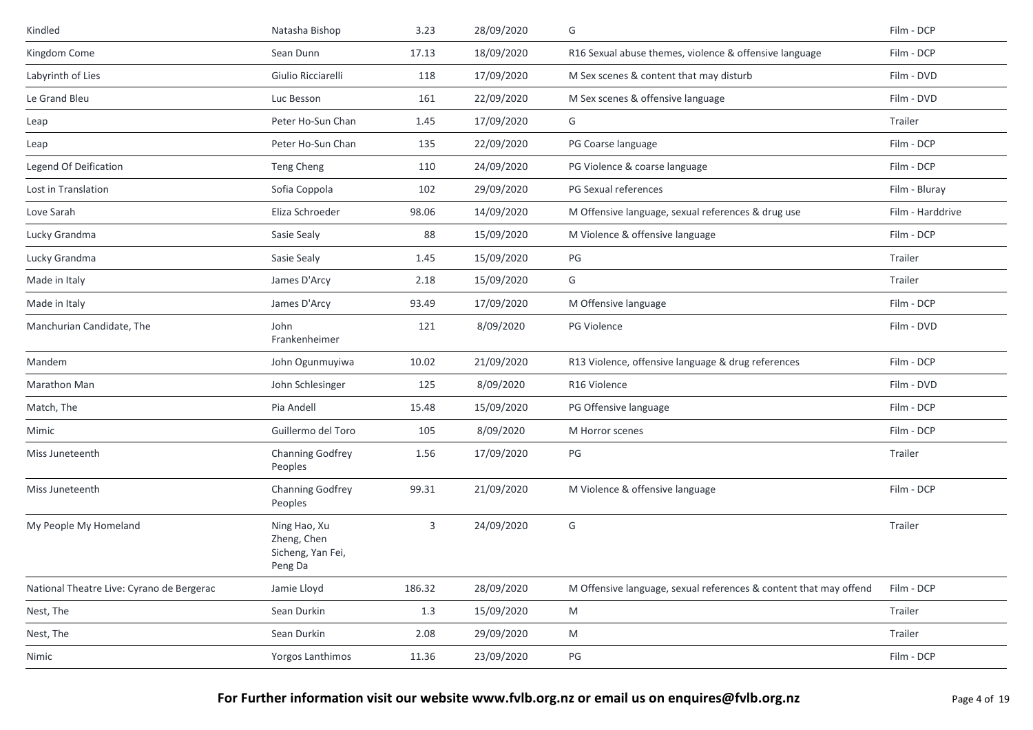| | | | | | |
|---|---|---|---|---|---|
| Kindled | Natasha Bishop | 3.23 | 28/09/2020 | G | Film - DCP |
| Kingdom Come | Sean Dunn | 17.13 | 18/09/2020 | R16 Sexual abuse themes, violence & offensive language | Film - DCP |
| Labyrinth of Lies | Giulio Ricciarelli | 118 | 17/09/2020 | M Sex scenes & content that may disturb | Film - DVD |
| Le Grand Bleu | Luc Besson | 161 | 22/09/2020 | M Sex scenes & offensive language | Film - DVD |
| Leap | Peter Ho-Sun Chan | 1.45 | 17/09/2020 | G | Trailer |
| Leap | Peter Ho-Sun Chan | 135 | 22/09/2020 | PG Coarse language | Film - DCP |
| Legend Of Deification | Teng Cheng | 110 | 24/09/2020 | PG Violence & coarse language | Film - DCP |
| Lost in Translation | Sofia Coppola | 102 | 29/09/2020 | PG Sexual references | Film - Bluray |
| Love Sarah | Eliza Schroeder | 98.06 | 14/09/2020 | M Offensive language, sexual references & drug use | Film - Harddrive |
| Lucky Grandma | Sasie Sealy | 88 | 15/09/2020 | M Violence & offensive language | Film - DCP |
| Lucky Grandma | Sasie Sealy | 1.45 | 15/09/2020 | PG | Trailer |
| Made in Italy | James D'Arcy | 2.18 | 15/09/2020 | G | Trailer |
| Made in Italy | James D'Arcy | 93.49 | 17/09/2020 | M Offensive language | Film - DCP |
| Manchurian Candidate, The | John Frankenheimer | 121 | 8/09/2020 | PG Violence | Film - DVD |
| Mandem | John Ogunmuyiwa | 10.02 | 21/09/2020 | R13 Violence, offensive language & drug references | Film - DCP |
| Marathon Man | John Schlesinger | 125 | 8/09/2020 | R16 Violence | Film - DVD |
| Match, The | Pia Andell | 15.48 | 15/09/2020 | PG Offensive language | Film - DCP |
| Mimic | Guillermo del Toro | 105 | 8/09/2020 | M Horror scenes | Film - DCP |
| Miss Juneteenth | Channing Godfrey Peoples | 1.56 | 17/09/2020 | PG | Trailer |
| Miss Juneteenth | Channing Godfrey Peoples | 99.31 | 21/09/2020 | M Violence & offensive language | Film - DCP |
| My People My Homeland | Ning Hao, Xu Zheng, Chen Sicheng, Yan Fei, Peng Da | 3 | 24/09/2020 | G | Trailer |
| National Theatre Live: Cyrano de Bergerac | Jamie Lloyd | 186.32 | 28/09/2020 | M Offensive language, sexual references & content that may offend | Film - DCP |
| Nest, The | Sean Durkin | 1.3 | 15/09/2020 | M | Trailer |
| Nest, The | Sean Durkin | 2.08 | 29/09/2020 | M | Trailer |
| Nimic | Yorgos Lanthimos | 11.36 | 23/09/2020 | PG | Film - DCP |

**For Further information visit our website www.fvlb.org.nz or email us on enquires@fvlb.org.nz**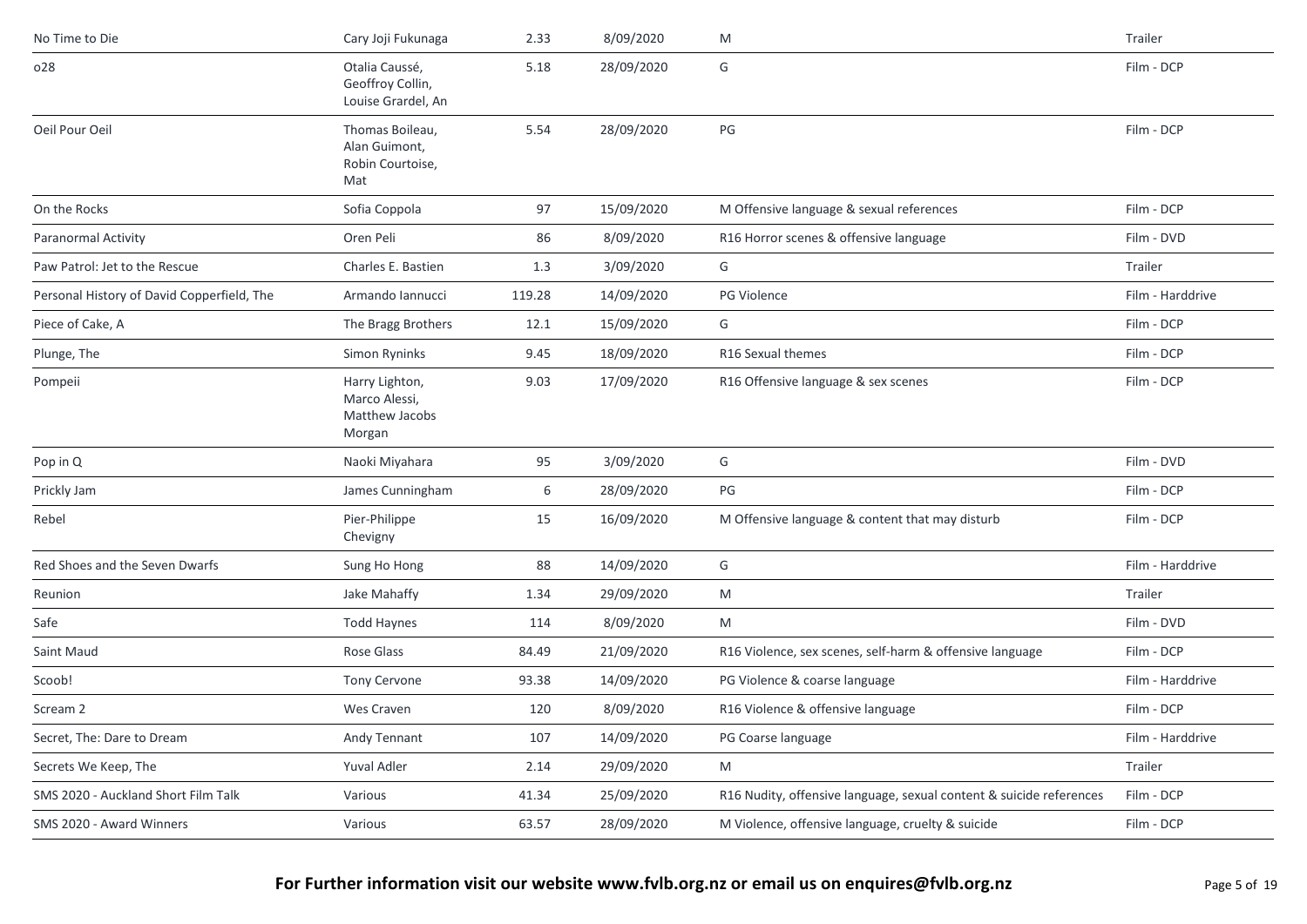| | | | | | |
|---|---|---|---|---|---|
| No Time to Die | Cary Joji Fukunaga | 2.33 | 8/09/2020 | M | Trailer |
| o28 | Otalia Caussé, Geoffroy Collin, Louise Grardel, An | 5.18 | 28/09/2020 | G | Film - DCP |
| Oeil Pour Oeil | Thomas Boileau, Alan Guimont, Robin Courtoise, Mat | 5.54 | 28/09/2020 | PG | Film - DCP |
| On the Rocks | Sofia Coppola | 97 | 15/09/2020 | M Offensive language & sexual references | Film - DCP |
| Paranormal Activity | Oren Peli | 86 | 8/09/2020 | R16 Horror scenes & offensive language | Film - DVD |
| Paw Patrol: Jet to the Rescue | Charles E. Bastien | 1.3 | 3/09/2020 | G | Trailer |
| Personal History of David Copperfield, The | Armando Iannucci | 119.28 | 14/09/2020 | PG Violence | Film - Harddrive |
| Piece of Cake, A | The Bragg Brothers | 12.1 | 15/09/2020 | G | Film - DCP |
| Plunge, The | Simon Ryninks | 9.45 | 18/09/2020 | R16 Sexual themes | Film - DCP |
| Pompeii | Harry Lighton, Marco Alessi, Matthew Jacobs Morgan | 9.03 | 17/09/2020 | R16 Offensive language & sex scenes | Film - DCP |
| Pop in Q | Naoki Miyahara | 95 | 3/09/2020 | G | Film - DVD |
| Prickly Jam | James Cunningham | 6 | 28/09/2020 | PG | Film - DCP |
| Rebel | Pier-Philippe Chevigny | 15 | 16/09/2020 | M Offensive language & content that may disturb | Film - DCP |
| Red Shoes and the Seven Dwarfs | Sung Ho Hong | 88 | 14/09/2020 | G | Film - Harddrive |
| Reunion | Jake Mahaffy | 1.34 | 29/09/2020 | M | Trailer |
| Safe | Todd Haynes | 114 | 8/09/2020 | M | Film - DVD |
| Saint Maud | Rose Glass | 84.49 | 21/09/2020 | R16 Violence, sex scenes, self-harm & offensive language | Film - DCP |
| Scoob! | Tony Cervone | 93.38 | 14/09/2020 | PG Violence & coarse language | Film - Harddrive |
| Scream 2 | Wes Craven | 120 | 8/09/2020 | R16 Violence & offensive language | Film - DCP |
| Secret, The: Dare to Dream | Andy Tennant | 107 | 14/09/2020 | PG Coarse language | Film - Harddrive |
| Secrets We Keep, The | Yuval Adler | 2.14 | 29/09/2020 | M | Trailer |
| SMS 2020 - Auckland Short Film Talk | Various | 41.34 | 25/09/2020 | R16 Nudity, offensive language, sexual content & suicide references | Film - DCP |
| SMS 2020 - Award Winners | Various | 63.57 | 28/09/2020 | M Violence, offensive language, cruelty & suicide | Film - DCP |

**For Further information visit our website www.fvlb.org.nz or email us on enquires@fvlb.org.nz**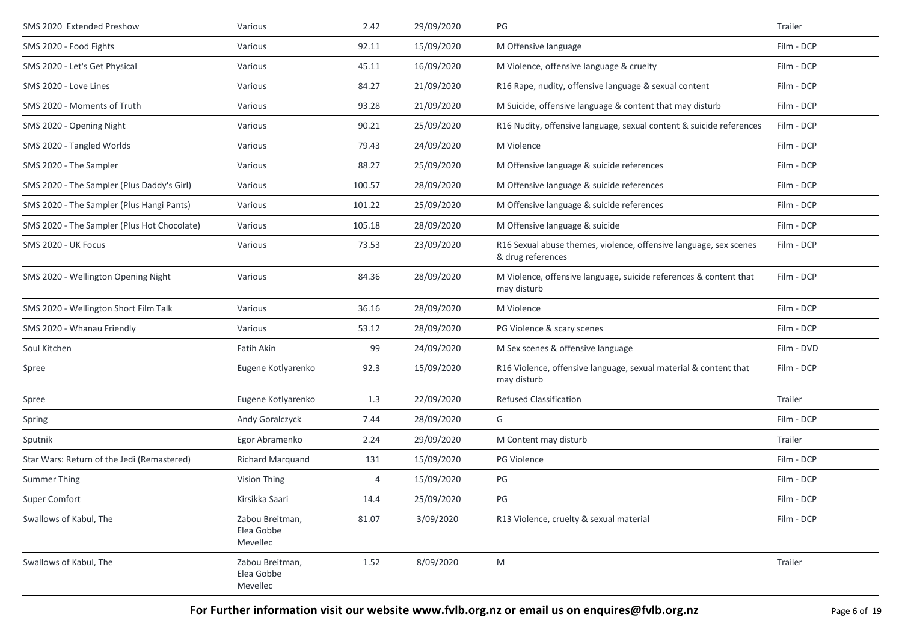| | | | | | |
|---|---|---|---|---|---|
| SMS 2020 Extended Preshow | Various | 2.42 | 29/09/2020 | PG | Trailer |
| SMS 2020 - Food Fights | Various | 92.11 | 15/09/2020 | M Offensive language | Film - DCP |
| SMS 2020 - Let's Get Physical | Various | 45.11 | 16/09/2020 | M Violence, offensive language & cruelty | Film - DCP |
| SMS 2020 - Love Lines | Various | 84.27 | 21/09/2020 | R16 Rape, nudity, offensive language & sexual content | Film - DCP |
| SMS 2020 - Moments of Truth | Various | 93.28 | 21/09/2020 | M Suicide, offensive language & content that may disturb | Film - DCP |
| SMS 2020 - Opening Night | Various | 90.21 | 25/09/2020 | R16 Nudity, offensive language, sexual content & suicide references | Film - DCP |
| SMS 2020 - Tangled Worlds | Various | 79.43 | 24/09/2020 | M Violence | Film - DCP |
| SMS 2020 - The Sampler | Various | 88.27 | 25/09/2020 | M Offensive language & suicide references | Film - DCP |
| SMS 2020 - The Sampler (Plus Daddy's Girl) | Various | 100.57 | 28/09/2020 | M Offensive language & suicide references | Film - DCP |
| SMS 2020 - The Sampler (Plus Hangi Pants) | Various | 101.22 | 25/09/2020 | M Offensive language & suicide references | Film - DCP |
| SMS 2020 - The Sampler (Plus Hot Chocolate) | Various | 105.18 | 28/09/2020 | M Offensive language & suicide | Film - DCP |
| SMS 2020 - UK Focus | Various | 73.53 | 23/09/2020 | R16 Sexual abuse themes, violence, offensive language, sex scenes & drug references | Film - DCP |
| SMS 2020 - Wellington Opening Night | Various | 84.36 | 28/09/2020 | M Violence, offensive language, suicide references & content that may disturb | Film - DCP |
| SMS 2020 - Wellington Short Film Talk | Various | 36.16 | 28/09/2020 | M Violence | Film - DCP |
| SMS 2020 - Whanau Friendly | Various | 53.12 | 28/09/2020 | PG Violence & scary scenes | Film - DCP |
| Soul Kitchen | Fatih Akin | 99 | 24/09/2020 | M Sex scenes & offensive language | Film - DVD |
| Spree | Eugene Kotlyarenko | 92.3 | 15/09/2020 | R16 Violence, offensive language, sexual material & content that may disturb | Film - DCP |
| Spree | Eugene Kotlyarenko | 1.3 | 22/09/2020 | Refused Classification | Trailer |
| Spring | Andy Goralczyck | 7.44 | 28/09/2020 | G | Film - DCP |
| Sputnik | Egor Abramenko | 2.24 | 29/09/2020 | M Content may disturb | Trailer |
| Star Wars: Return of the Jedi (Remastered) | Richard Marquand | 131 | 15/09/2020 | PG Violence | Film - DCP |
| Summer Thing | Vision Thing | 4 | 15/09/2020 | PG | Film - DCP |
| Super Comfort | Kirsikka Saari | 14.4 | 25/09/2020 | PG | Film - DCP |
| Swallows of Kabul, The | Zabou Breitman, Elea Gobbe Mevellec | 81.07 | 3/09/2020 | R13 Violence, cruelty & sexual material | Film - DCP |
| Swallows of Kabul, The | Zabou Breitman, Elea Gobbe Mevellec | 1.52 | 8/09/2020 | M | Trailer |

**For Further information visit our website www.fvlb.org.nz or email us on enquires@fvlb.org.nz**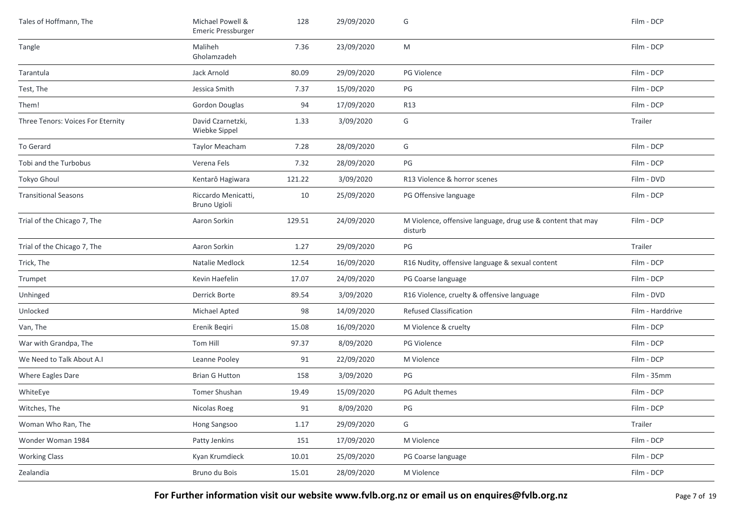| Tales of Hoffmann, The | Michael Powell & Emeric Pressburger | 128 | 29/09/2020 | G | Film - DCP |
|---|---|---|---|---|---|
| Tangle | Maliheh Gholamzadeh | 7.36 | 23/09/2020 | M | Film - DCP |
| Tarantula | Jack Arnold | 80.09 | 29/09/2020 | PG Violence | Film - DCP |
| Test, The | Jessica Smith | 7.37 | 15/09/2020 | PG | Film - DCP |
| Them! | Gordon Douglas | 94 | 17/09/2020 | R13 | Film - DCP |
| Three Tenors: Voices For Eternity | David Czarnetzki, Wiebke Sippel | 1.33 | 3/09/2020 | G | Trailer |
| To Gerard | Taylor Meacham | 7.28 | 28/09/2020 | G | Film - DCP |
| Tobi and the Turbobus | Verena Fels | 7.32 | 28/09/2020 | PG | Film - DCP |
| Tokyo Ghoul | Kentarô Hagiwara | 121.22 | 3/09/2020 | R13 Violence & horror scenes | Film - DVD |
| Transitional Seasons | Riccardo Menicatti, Bruno Ugioli | 10 | 25/09/2020 | PG Offensive language | Film - DCP |
| Trial of the Chicago 7, The | Aaron Sorkin | 129.51 | 24/09/2020 | M Violence, offensive language, drug use & content that may disturb | Film - DCP |
| Trial of the Chicago 7, The | Aaron Sorkin | 1.27 | 29/09/2020 | PG | Trailer |
| Trick, The | Natalie Medlock | 12.54 | 16/09/2020 | R16 Nudity, offensive language & sexual content | Film - DCP |
| Trumpet | Kevin Haefelin | 17.07 | 24/09/2020 | PG Coarse language | Film - DCP |
| Unhinged | Derrick Borte | 89.54 | 3/09/2020 | R16 Violence, cruelty & offensive language | Film - DVD |
| Unlocked | Michael Apted | 98 | 14/09/2020 | Refused Classification | Film - Harddrive |
| Van, The | Erenik Beqiri | 15.08 | 16/09/2020 | M Violence & cruelty | Film - DCP |
| War with Grandpa, The | Tom Hill | 97.37 | 8/09/2020 | PG Violence | Film - DCP |
| We Need to Talk About A.I | Leanne Pooley | 91 | 22/09/2020 | M Violence | Film - DCP |
| Where Eagles Dare | Brian G Hutton | 158 | 3/09/2020 | PG | Film - 35mm |
| WhiteEye | Tomer Shushan | 19.49 | 15/09/2020 | PG Adult themes | Film - DCP |
| Witches, The | Nicolas Roeg | 91 | 8/09/2020 | PG | Film - DCP |
| Woman Who Ran, The | Hong Sangsoo | 1.17 | 29/09/2020 | G | Trailer |
| Wonder Woman 1984 | Patty Jenkins | 151 | 17/09/2020 | M Violence | Film - DCP |
| Working Class | Kyan Krumdieck | 10.01 | 25/09/2020 | PG Coarse language | Film - DCP |
| Zealandia | Bruno du Bois | 15.01 | 28/09/2020 | M Violence | Film - DCP |

**For Further information visit our website www.fvlb.org.nz or email us on enquires@fvlb.org.nz**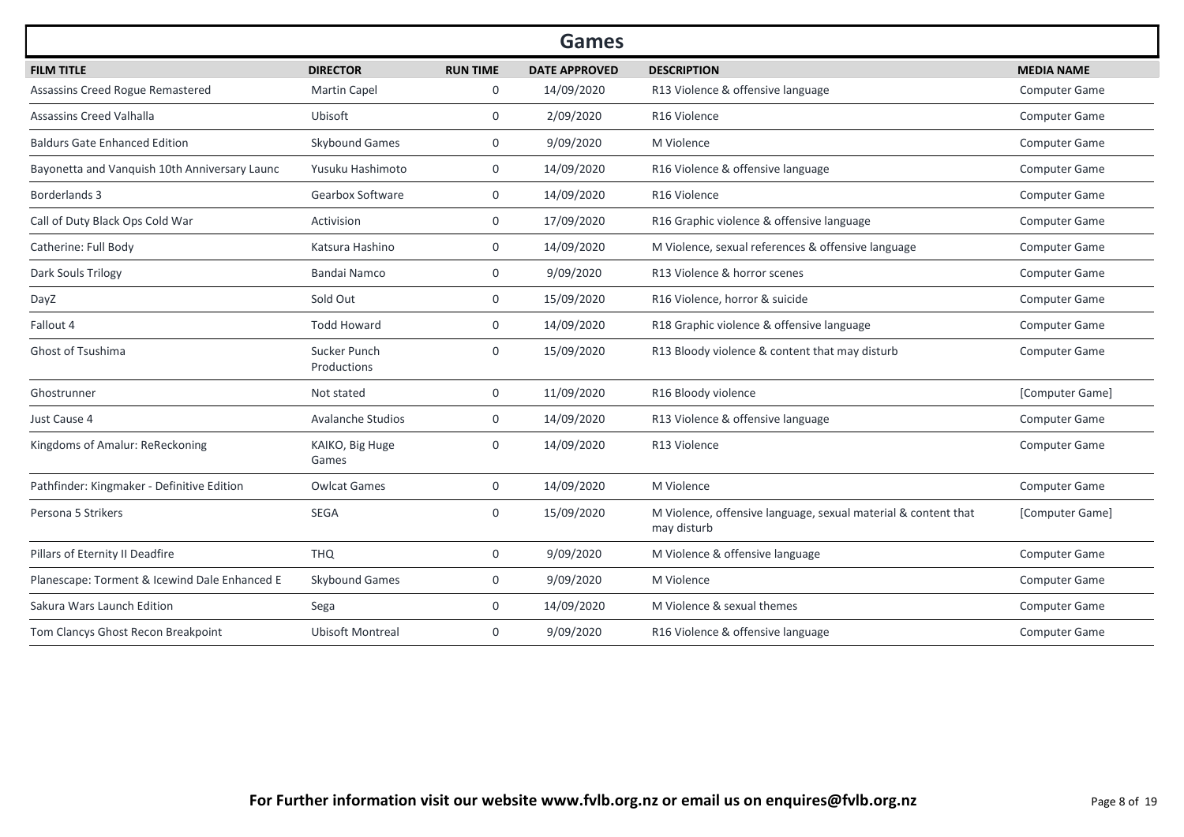# Games

| FILM TITLE | DIRECTOR | RUN TIME | DATE APPROVED | DESCRIPTION | MEDIA NAME |
|---|---|---|---|---|---|
| Assassins Creed Rogue Remastered | Martin Capel | 0 | 14/09/2020 | R13 Violence & offensive language | Computer Game |
| Assassins Creed Valhalla | Ubisoft | 0 | 2/09/2020 | R16 Violence | Computer Game |
| Baldurs Gate Enhanced Edition | Skybound Games | 0 | 9/09/2020 | M Violence | Computer Game |
| Bayonetta and Vanquish 10th Anniversary Launc | Yusuku Hashimoto | 0 | 14/09/2020 | R16 Violence & offensive language | Computer Game |
| Borderlands 3 | Gearbox Software | 0 | 14/09/2020 | R16 Violence | Computer Game |
| Call of Duty Black Ops Cold War | Activision | 0 | 17/09/2020 | R16 Graphic violence & offensive language | Computer Game |
| Catherine: Full Body | Katsura Hashino | 0 | 14/09/2020 | M Violence, sexual references & offensive language | Computer Game |
| Dark Souls Trilogy | Bandai Namco | 0 | 9/09/2020 | R13 Violence & horror scenes | Computer Game |
| DayZ | Sold Out | 0 | 15/09/2020 | R16 Violence, horror & suicide | Computer Game |
| Fallout 4 | Todd Howard | 0 | 14/09/2020 | R18 Graphic violence & offensive language | Computer Game |
| Ghost of Tsushima | Sucker Punch Productions | 0 | 15/09/2020 | R13 Bloody violence & content that may disturb | Computer Game |
| Ghostrunner | Not stated | 0 | 11/09/2020 | R16 Bloody violence | [Computer Game] |
| Just Cause 4 | Avalanche Studios | 0 | 14/09/2020 | R13 Violence & offensive language | Computer Game |
| Kingdoms of Amalur: ReReckoning | KAIKO, Big Huge Games | 0 | 14/09/2020 | R13 Violence | Computer Game |
| Pathfinder: Kingmaker - Definitive Edition | Owlcat Games | 0 | 14/09/2020 | M Violence | Computer Game |
| Persona 5 Strikers | SEGA | 0 | 15/09/2020 | M Violence, offensive language, sexual material & content that may disturb | [Computer Game] |
| Pillars of Eternity II Deadfire | THQ | 0 | 9/09/2020 | M Violence & offensive language | Computer Game |
| Planescape: Torment & Icewind Dale Enhanced E | Skybound Games | 0 | 9/09/2020 | M Violence | Computer Game |
| Sakura Wars Launch Edition | Sega | 0 | 14/09/2020 | M Violence & sexual themes | Computer Game |
| Tom Clancys Ghost Recon Breakpoint | Ubisoft Montreal | 0 | 9/09/2020 | R16 Violence & offensive language | Computer Game |

**For Further information visit our website www.fvlb.org.nz or email us on enquires@fvlb.org.nz**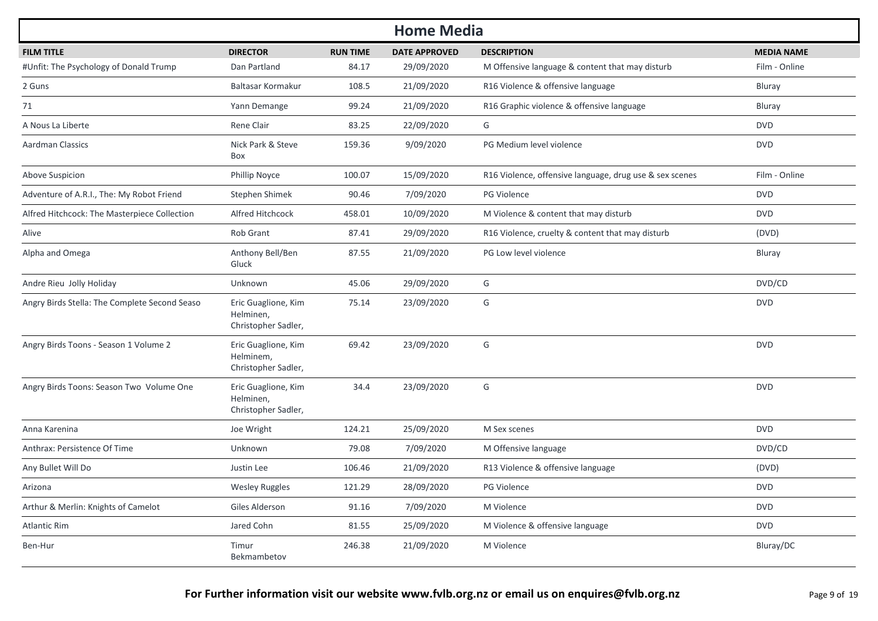# Home Media

| FILM TITLE | DIRECTOR | RUN TIME | DATE APPROVED | DESCRIPTION | MEDIA NAME |
|---|---|---|---|---|---|
| #Unfit: The Psychology of Donald Trump | Dan Partland | 84.17 | 29/09/2020 | M Offensive language & content that may disturb | Film - Online |
| 2 Guns | Baltasar Kormakur | 108.5 | 21/09/2020 | R16 Violence & offensive language | Bluray |
| 71 | Yann Demange | 99.24 | 21/09/2020 | R16 Graphic violence & offensive language | Bluray |
| A Nous La Liberte | Rene Clair | 83.25 | 22/09/2020 | G | DVD |
| Aardman Classics | Nick Park & Steve Box | 159.36 | 9/09/2020 | PG Medium level violence | DVD |
| Above Suspicion | Phillip Noyce | 100.07 | 15/09/2020 | R16 Violence, offensive language, drug use & sex scenes | Film - Online |
| Adventure of A.R.I., The: My Robot Friend | Stephen Shimek | 90.46 | 7/09/2020 | PG Violence | DVD |
| Alfred Hitchcock: The Masterpiece Collection | Alfred Hitchcock | 458.01 | 10/09/2020 | M Violence & content that may disturb | DVD |
| Alive | Rob Grant | 87.41 | 29/09/2020 | R16 Violence, cruelty & content that may disturb | (DVD) |
| Alpha and Omega | Anthony Bell/Ben Gluck | 87.55 | 21/09/2020 | PG Low level violence | Bluray |
| Andre Rieu Jolly Holiday | Unknown | 45.06 | 29/09/2020 | G | DVD/CD |
| Angry Birds Stella: The Complete Second Seaso | Eric Guaglione, Kim Helminen, Christopher Sadler, | 75.14 | 23/09/2020 | G | DVD |
| Angry Birds Toons - Season 1 Volume 2 | Eric Guaglione, Kim Helminem, Christopher Sadler, | 69.42 | 23/09/2020 | G | DVD |
| Angry Birds Toons: Season Two Volume One | Eric Guaglione, Kim Helminen, Christopher Sadler, | 34.4 | 23/09/2020 | G | DVD |
| Anna Karenina | Joe Wright | 124.21 | 25/09/2020 | M Sex scenes | DVD |
| Anthrax: Persistence Of Time | Unknown | 79.08 | 7/09/2020 | M Offensive language | DVD/CD |
| Any Bullet Will Do | Justin Lee | 106.46 | 21/09/2020 | R13 Violence & offensive language | (DVD) |
| Arizona | Wesley Ruggles | 121.29 | 28/09/2020 | PG Violence | DVD |
| Arthur & Merlin: Knights of Camelot | Giles Alderson | 91.16 | 7/09/2020 | M Violence | DVD |
| Atlantic Rim | Jared Cohn | 81.55 | 25/09/2020 | M Violence & offensive language | DVD |
| Ben-Hur | Timur Bekmambetov | 246.38 | 21/09/2020 | M Violence | Bluray/DC |

**For Further information visit our website www.fvlb.org.nz or email us on enquires@fvlb.org.nz**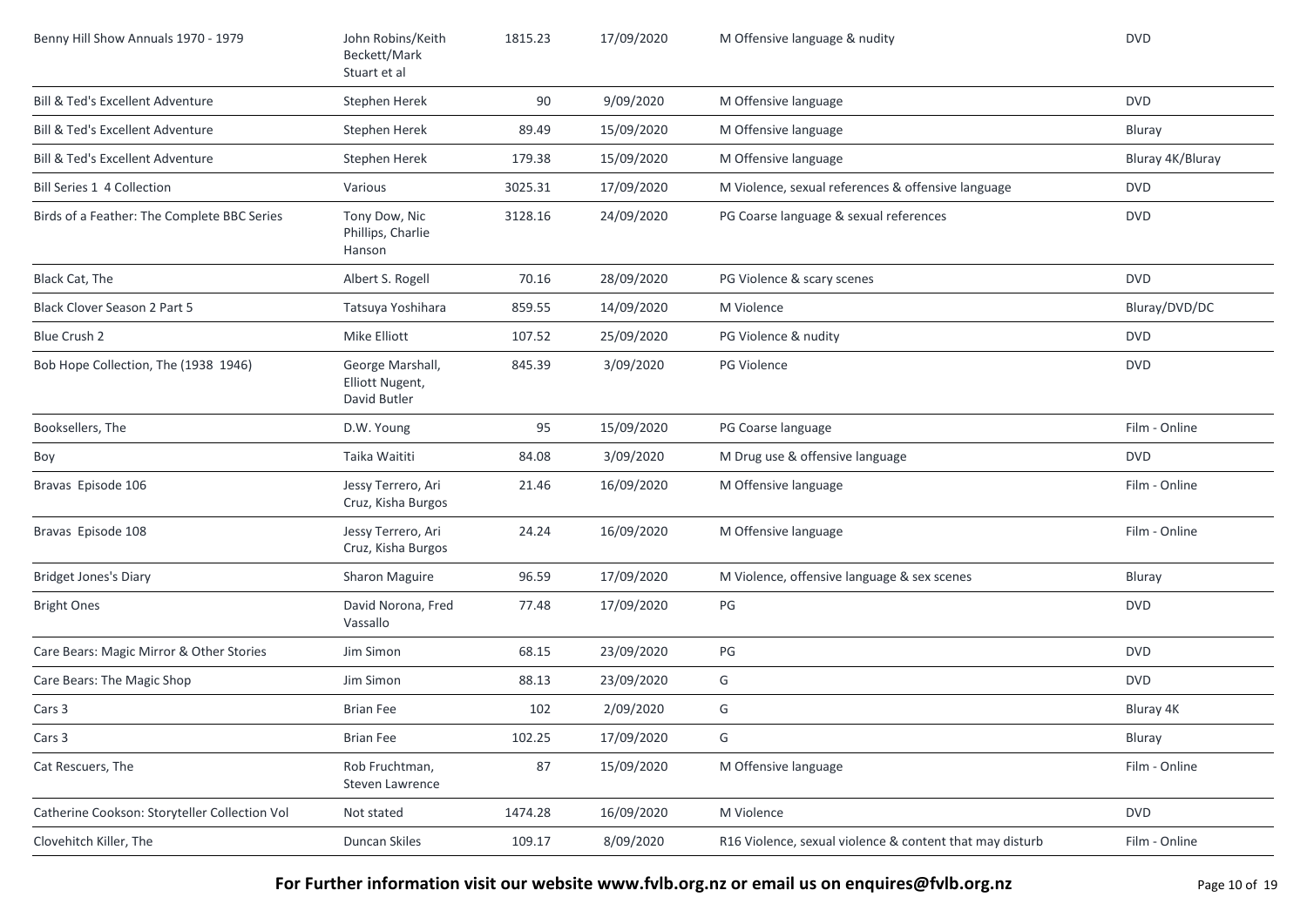| Benny Hill Show Annuals 1970 - 1979 | John Robins/Keith Beckett/Mark Stuart et al | 1815.23 | 17/09/2020 | M Offensive language & nudity | DVD |
|---|---|---|---|---|---|
| Bill & Ted's Excellent Adventure | Stephen Herek | 90 | 9/09/2020 | M Offensive language | DVD |
| Bill & Ted's Excellent Adventure | Stephen Herek | 89.49 | 15/09/2020 | M Offensive language | Bluray |
| Bill & Ted's Excellent Adventure | Stephen Herek | 179.38 | 15/09/2020 | M Offensive language | Bluray 4K/Bluray |
| Bill Series 1 4 Collection | Various | 3025.31 | 17/09/2020 | M Violence, sexual references & offensive language | DVD |
| Birds of a Feather: The Complete BBC Series | Tony Dow, Nic Phillips, Charlie Hanson | 3128.16 | 24/09/2020 | PG Coarse language & sexual references | DVD |
| Black Cat, The | Albert S. Rogell | 70.16 | 28/09/2020 | PG Violence & scary scenes | DVD |
| Black Clover Season 2 Part 5 | Tatsuya Yoshihara | 859.55 | 14/09/2020 | M Violence | Bluray/DVD/DC |
| Blue Crush 2 | Mike Elliott | 107.52 | 25/09/2020 | PG Violence & nudity | DVD |
| Bob Hope Collection, The (1938 1946) | George Marshall, Elliott Nugent, David Butler | 845.39 | 3/09/2020 | PG Violence | DVD |
| Booksellers, The | D.W. Young | 95 | 15/09/2020 | PG Coarse language | Film - Online |
| Boy | Taika Waititi | 84.08 | 3/09/2020 | M Drug use & offensive language | DVD |
| Bravas Episode 106 | Jessy Terrero, Ari Cruz, Kisha Burgos | 21.46 | 16/09/2020 | M Offensive language | Film - Online |
| Bravas Episode 108 | Jessy Terrero, Ari Cruz, Kisha Burgos | 24.24 | 16/09/2020 | M Offensive language | Film - Online |
| Bridget Jones's Diary | Sharon Maguire | 96.59 | 17/09/2020 | M Violence, offensive language & sex scenes | Bluray |
| Bright Ones | David Norona, Fred Vassallo | 77.48 | 17/09/2020 | PG | DVD |
| Care Bears: Magic Mirror & Other Stories | Jim Simon | 68.15 | 23/09/2020 | PG | DVD |
| Care Bears: The Magic Shop | Jim Simon | 88.13 | 23/09/2020 | G | DVD |
| Cars 3 | Brian Fee | 102 | 2/09/2020 | G | Bluray 4K |
| Cars 3 | Brian Fee | 102.25 | 17/09/2020 | G | Bluray |
| Cat Rescuers, The | Rob Fruchtman, Steven Lawrence | 87 | 15/09/2020 | M Offensive language | Film - Online |
| Catherine Cookson: Storyteller Collection Vol | Not stated | 1474.28 | 16/09/2020 | M Violence | DVD |
| Clovehitch Killer, The | Duncan Skiles | 109.17 | 8/09/2020 | R16 Violence, sexual violence & content that may disturb | Film - Online |

**For Further information visit our website www.fvlb.org.nz or email us on enquires@fvlb.org.nz**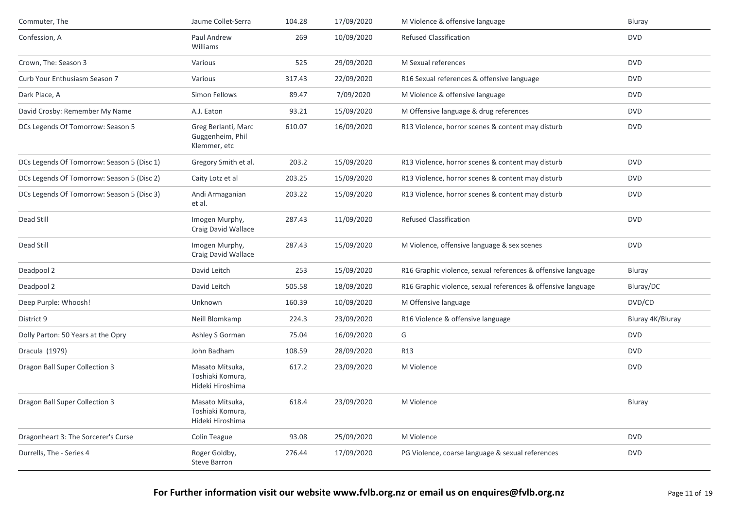| | | | | | |
|---|---|---|---|---|---|
| Commuter, The | Jaume Collet-Serra | 104.28 | 17/09/2020 | M Violence & offensive language | Bluray |
| Confession, A | Paul Andrew Williams | 269 | 10/09/2020 | Refused Classification | DVD |
| Crown, The: Season 3 | Various | 525 | 29/09/2020 | M Sexual references | DVD |
| Curb Your Enthusiasm Season 7 | Various | 317.43 | 22/09/2020 | R16 Sexual references & offensive language | DVD |
| Dark Place, A | Simon Fellows | 89.47 | 7/09/2020 | M Violence & offensive language | DVD |
| David Crosby: Remember My Name | A.J. Eaton | 93.21 | 15/09/2020 | M Offensive language & drug references | DVD |
| DCs Legends Of Tomorrow: Season 5 | Greg Berlanti, Marc Guggenheim, Phil Klemmer, etc | 610.07 | 16/09/2020 | R13 Violence, horror scenes & content may disturb | DVD |
| DCs Legends Of Tomorrow: Season 5 (Disc 1) | Gregory Smith et al. | 203.2 | 15/09/2020 | R13 Violence, horror scenes & content may disturb | DVD |
| DCs Legends Of Tomorrow: Season 5 (Disc 2) | Caity Lotz et al | 203.25 | 15/09/2020 | R13 Violence, horror scenes & content may disturb | DVD |
| DCs Legends Of Tomorrow: Season 5 (Disc 3) | Andi Armaganian et al. | 203.22 | 15/09/2020 | R13 Violence, horror scenes & content may disturb | DVD |
| Dead Still | Imogen Murphy, Craig David Wallace | 287.43 | 11/09/2020 | Refused Classification | DVD |
| Dead Still | Imogen Murphy, Craig David Wallace | 287.43 | 15/09/2020 | M Violence, offensive language & sex scenes | DVD |
| Deadpool 2 | David Leitch | 253 | 15/09/2020 | R16 Graphic violence, sexual references & offensive language | Bluray |
| Deadpool 2 | David Leitch | 505.58 | 18/09/2020 | R16 Graphic violence, sexual references & offensive language | Bluray/DC |
| Deep Purple: Whoosh! | Unknown | 160.39 | 10/09/2020 | M Offensive language | DVD/CD |
| District 9 | Neill Blomkamp | 224.3 | 23/09/2020 | R16 Violence & offensive language | Bluray 4K/Bluray |
| Dolly Parton: 50 Years at the Opry | Ashley S Gorman | 75.04 | 16/09/2020 | G | DVD |
| Dracula (1979) | John Badham | 108.59 | 28/09/2020 | R13 | DVD |
| Dragon Ball Super Collection 3 | Masato Mitsuka, Toshiaki Komura, Hideki Hiroshima | 617.2 | 23/09/2020 | M Violence | DVD |
| Dragon Ball Super Collection 3 | Masato Mitsuka, Toshiaki Komura, Hideki Hiroshima | 618.4 | 23/09/2020 | M Violence | Bluray |
| Dragonheart 3: The Sorcerer's Curse | Colin Teague | 93.08 | 25/09/2020 | M Violence | DVD |
| Durrells, The - Series 4 | Roger Goldby, Steve Barron | 276.44 | 17/09/2020 | PG Violence, coarse language & sexual references | DVD |

**For Further information visit our website www.fvlb.org.nz or email us on enquires@fvlb.org.nz**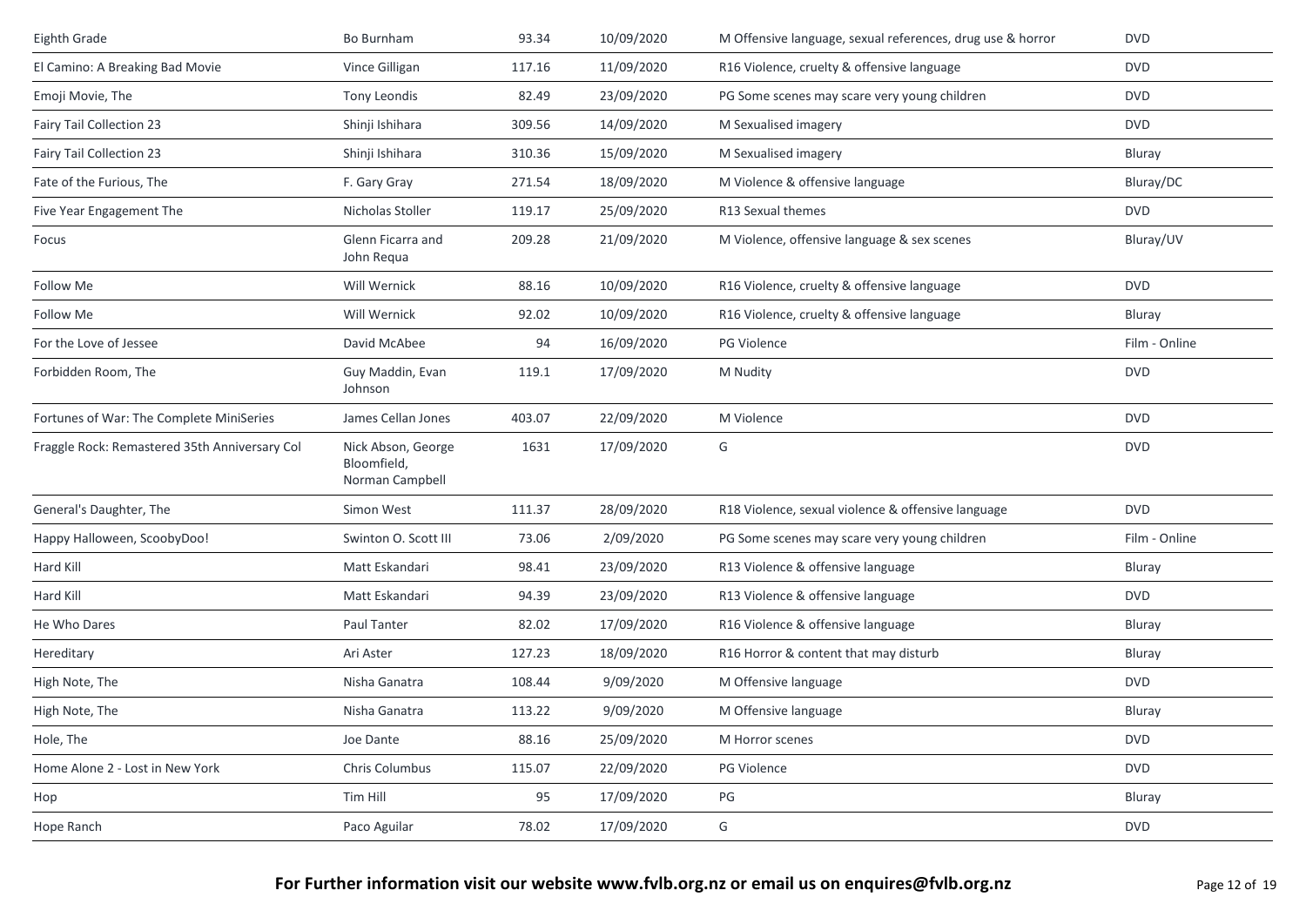| | | | | | |
|---|---|---|---|---|---|
| Eighth Grade | Bo Burnham | 93.34 | 10/09/2020 | M Offensive language, sexual references, drug use & horror | DVD |
| El Camino: A Breaking Bad Movie | Vince Gilligan | 117.16 | 11/09/2020 | R16 Violence, cruelty & offensive language | DVD |
| Emoji Movie, The | Tony Leondis | 82.49 | 23/09/2020 | PG Some scenes may scare very young children | DVD |
| Fairy Tail Collection 23 | Shinji Ishihara | 309.56 | 14/09/2020 | M Sexualised imagery | DVD |
| Fairy Tail Collection 23 | Shinji Ishihara | 310.36 | 15/09/2020 | M Sexualised imagery | Bluray |
| Fate of the Furious, The | F. Gary Gray | 271.54 | 18/09/2020 | M Violence & offensive language | Bluray/DC |
| Five Year Engagement The | Nicholas Stoller | 119.17 | 25/09/2020 | R13 Sexual themes | DVD |
| Focus | Glenn Ficarra and John Requa | 209.28 | 21/09/2020 | M Violence, offensive language & sex scenes | Bluray/UV |
| Follow Me | Will Wernick | 88.16 | 10/09/2020 | R16 Violence, cruelty & offensive language | DVD |
| Follow Me | Will Wernick | 92.02 | 10/09/2020 | R16 Violence, cruelty & offensive language | Bluray |
| For the Love of Jessee | David McAbee | 94 | 16/09/2020 | PG Violence | Film - Online |
| Forbidden Room, The | Guy Maddin, Evan Johnson | 119.1 | 17/09/2020 | M Nudity | DVD |
| Fortunes of War: The Complete MiniSeries | James Cellan Jones | 403.07 | 22/09/2020 | M Violence | DVD |
| Fraggle Rock: Remastered 35th Anniversary Col | Nick Abson, George Bloomfield, Norman Campbell | 1631 | 17/09/2020 | G | DVD |
| General's Daughter, The | Simon West | 111.37 | 28/09/2020 | R18 Violence, sexual violence & offensive language | DVD |
| Happy Halloween, ScoobyDoo! | Swinton O. Scott III | 73.06 | 2/09/2020 | PG Some scenes may scare very young children | Film - Online |
| Hard Kill | Matt Eskandari | 98.41 | 23/09/2020 | R13 Violence & offensive language | Bluray |
| Hard Kill | Matt Eskandari | 94.39 | 23/09/2020 | R13 Violence & offensive language | DVD |
| He Who Dares | Paul Tanter | 82.02 | 17/09/2020 | R16 Violence & offensive language | Bluray |
| Hereditary | Ari Aster | 127.23 | 18/09/2020 | R16 Horror & content that may disturb | Bluray |
| High Note, The | Nisha Ganatra | 108.44 | 9/09/2020 | M Offensive language | DVD |
| High Note, The | Nisha Ganatra | 113.22 | 9/09/2020 | M Offensive language | Bluray |
| Hole, The | Joe Dante | 88.16 | 25/09/2020 | M Horror scenes | DVD |
| Home Alone 2 - Lost in New York | Chris Columbus | 115.07 | 22/09/2020 | PG Violence | DVD |
| Hop | Tim Hill | 95 | 17/09/2020 | PG | Bluray |
| Hope Ranch | Paco Aguilar | 78.02 | 17/09/2020 | G | DVD |

**For Further information visit our website www.fvlb.org.nz or email us on enquires@fvlb.org.nz**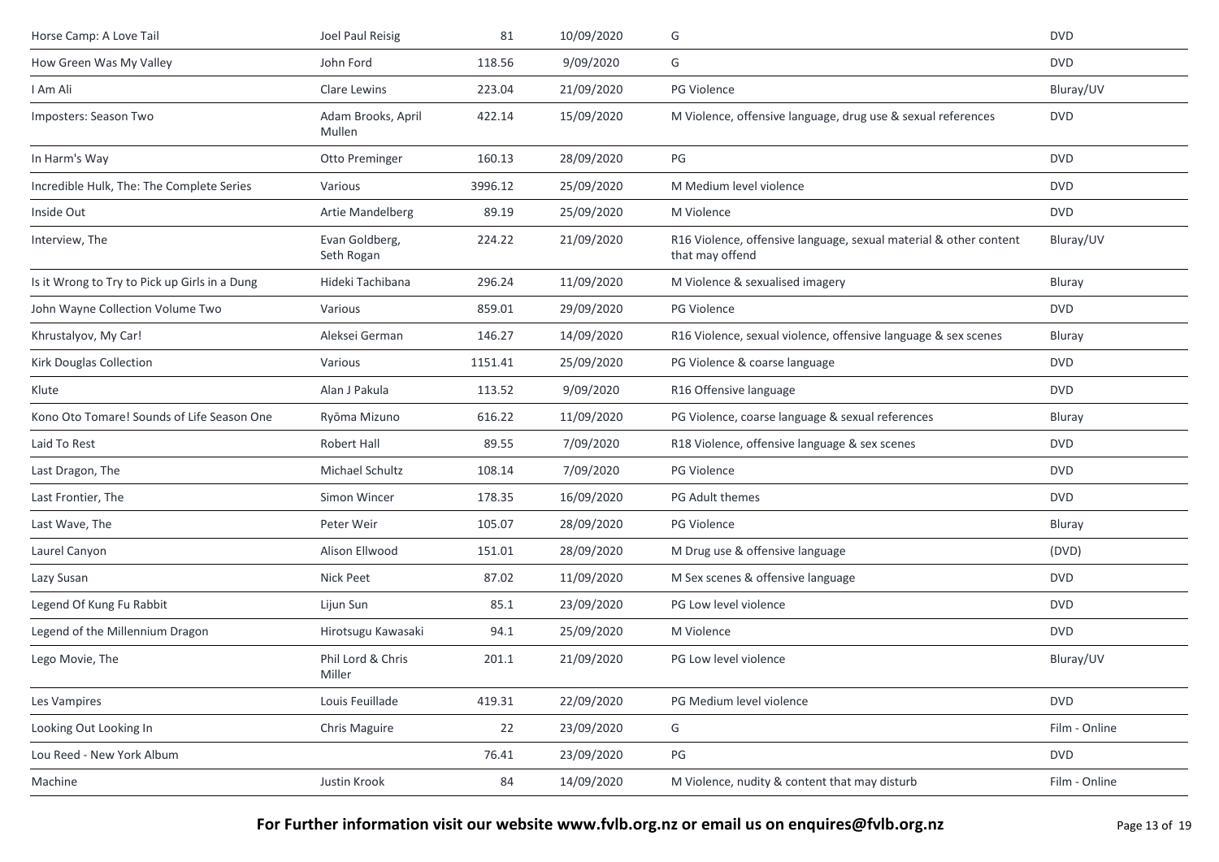| | | | | | |
|---|---|---|---|---|---|
| Horse Camp: A Love Tail | Joel Paul Reisig | 81 | 10/09/2020 | G | DVD |
| How Green Was My Valley | John Ford | 118.56 | 9/09/2020 | G | DVD |
| I Am Ali | Clare Lewins | 223.04 | 21/09/2020 | PG Violence | Bluray/UV |
| Imposters: Season Two | Adam Brooks, April Mullen | 422.14 | 15/09/2020 | M Violence, offensive language, drug use & sexual references | DVD |
| In Harm's Way | Otto Preminger | 160.13 | 28/09/2020 | PG | DVD |
| Incredible Hulk, The: The Complete Series | Various | 3996.12 | 25/09/2020 | M Medium level violence | DVD |
| Inside Out | Artie Mandelberg | 89.19 | 25/09/2020 | M Violence | DVD |
| Interview, The | Evan Goldberg, Seth Rogan | 224.22 | 21/09/2020 | R16 Violence, offensive language, sexual material & other content that may offend | Bluray/UV |
| Is it Wrong to Try to Pick up Girls in a Dung | Hideki Tachibana | 296.24 | 11/09/2020 | M Violence & sexualised imagery | Bluray |
| John Wayne Collection Volume Two | Various | 859.01 | 29/09/2020 | PG Violence | DVD |
| Khrustalyov, My Car! | Aleksei German | 146.27 | 14/09/2020 | R16 Violence, sexual violence, offensive language & sex scenes | Bluray |
| Kirk Douglas Collection | Various | 1151.41 | 25/09/2020 | PG Violence & coarse language | DVD |
| Klute | Alan J Pakula | 113.52 | 9/09/2020 | R16 Offensive language | DVD |
| Kono Oto Tomare! Sounds of Life Season One | Ryōma Mizuno | 616.22 | 11/09/2020 | PG Violence, coarse language & sexual references | Bluray |
| Laid To Rest | Robert Hall | 89.55 | 7/09/2020 | R18 Violence, offensive language & sex scenes | DVD |
| Last Dragon, The | Michael Schultz | 108.14 | 7/09/2020 | PG Violence | DVD |
| Last Frontier, The | Simon Wincer | 178.35 | 16/09/2020 | PG Adult themes | DVD |
| Last Wave, The | Peter Weir | 105.07 | 28/09/2020 | PG Violence | Bluray |
| Laurel Canyon | Alison Ellwood | 151.01 | 28/09/2020 | M Drug use & offensive language | (DVD) |
| Lazy Susan | Nick Peet | 87.02 | 11/09/2020 | M Sex scenes & offensive language | DVD |
| Legend Of Kung Fu Rabbit | Lijun Sun | 85.1 | 23/09/2020 | PG Low level violence | DVD |
| Legend of the Millennium Dragon | Hirotsugu Kawasaki | 94.1 | 25/09/2020 | M Violence | DVD |
| Lego Movie, The | Phil Lord & Chris Miller | 201.1 | 21/09/2020 | PG Low level violence | Bluray/UV |
| Les Vampires | Louis Feuillade | 419.31 | 22/09/2020 | PG Medium level violence | DVD |
| Looking Out Looking In | Chris Maguire | 22 | 23/09/2020 | G | Film - Online |
| Lou Reed - New York Album | | 76.41 | 23/09/2020 | PG | DVD |
| Machine | Justin Krook | 84 | 14/09/2020 | M Violence, nudity & content that may disturb | Film - Online |

**For Further information visit our website www.fvlb.org.nz or email us on enquires@fvlb.org.nz**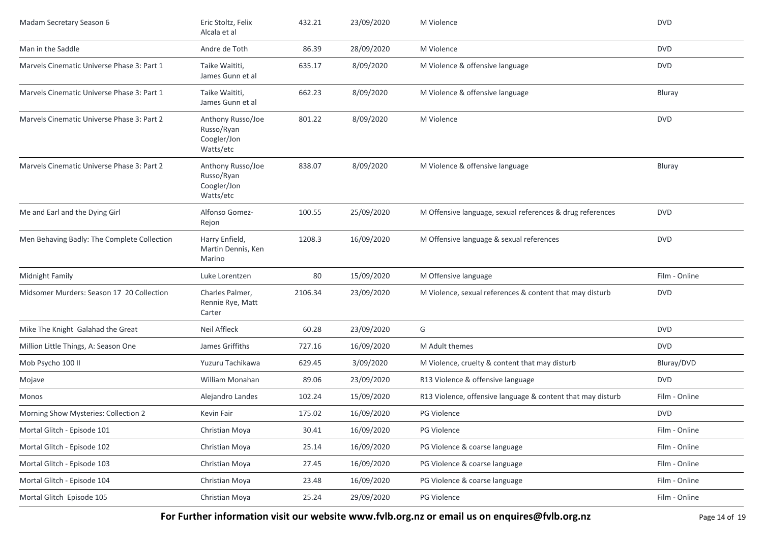| | | | | | |
|---|---|---|---|---|---|
| Madam Secretary Season 6 | Eric Stoltz, Felix Alcala et al | 432.21 | 23/09/2020 | M Violence | DVD |
| Man in the Saddle | Andre de Toth | 86.39 | 28/09/2020 | M Violence | DVD |
| Marvels Cinematic Universe Phase 3: Part 1 | Taike Waititi, James Gunn et al | 635.17 | 8/09/2020 | M Violence & offensive language | DVD |
| Marvels Cinematic Universe Phase 3: Part 1 | Taike Waititi, James Gunn et al | 662.23 | 8/09/2020 | M Violence & offensive language | Bluray |
| Marvels Cinematic Universe Phase 3: Part 2 | Anthony Russo/Joe Russo/Ryan Coogler/Jon Watts/etc | 801.22 | 8/09/2020 | M Violence | DVD |
| Marvels Cinematic Universe Phase 3: Part 2 | Anthony Russo/Joe Russo/Ryan Coogler/Jon Watts/etc | 838.07 | 8/09/2020 | M Violence & offensive language | Bluray |
| Me and Earl and the Dying Girl | Alfonso Gomez-Rejon | 100.55 | 25/09/2020 | M Offensive language, sexual references & drug references | DVD |
| Men Behaving Badly: The Complete Collection | Harry Enfield, Martin Dennis, Ken Marino | 1208.3 | 16/09/2020 | M Offensive language & sexual references | DVD |
| Midnight Family | Luke Lorentzen | 80 | 15/09/2020 | M Offensive language | Film - Online |
| Midsomer Murders: Season 17 20 Collection | Charles Palmer, Rennie Rye, Matt Carter | 2106.34 | 23/09/2020 | M Violence, sexual references & content that may disturb | DVD |
| Mike The Knight Galahad the Great | Neil Affleck | 60.28 | 23/09/2020 | G | DVD |
| Million Little Things, A: Season One | James Griffiths | 727.16 | 16/09/2020 | M Adult themes | DVD |
| Mob Psycho 100 II | Yuzuru Tachikawa | 629.45 | 3/09/2020 | M Violence, cruelty & content that may disturb | Bluray/DVD |
| Mojave | William Monahan | 89.06 | 23/09/2020 | R13 Violence & offensive language | DVD |
| Monos | Alejandro Landes | 102.24 | 15/09/2020 | R13 Violence, offensive language & content that may disturb | Film - Online |
| Morning Show Mysteries: Collection 2 | Kevin Fair | 175.02 | 16/09/2020 | PG Violence | DVD |
| Mortal Glitch - Episode 101 | Christian Moya | 30.41 | 16/09/2020 | PG Violence | Film - Online |
| Mortal Glitch - Episode 102 | Christian Moya | 25.14 | 16/09/2020 | PG Violence & coarse language | Film - Online |
| Mortal Glitch - Episode 103 | Christian Moya | 27.45 | 16/09/2020 | PG Violence & coarse language | Film - Online |
| Mortal Glitch - Episode 104 | Christian Moya | 23.48 | 16/09/2020 | PG Violence & coarse language | Film - Online |
| Mortal Glitch Episode 105 | Christian Moya | 25.24 | 29/09/2020 | PG Violence | Film - Online |

**For Further information visit our website www.fvlb.org.nz or email us on enquires@fvlb.org.nz**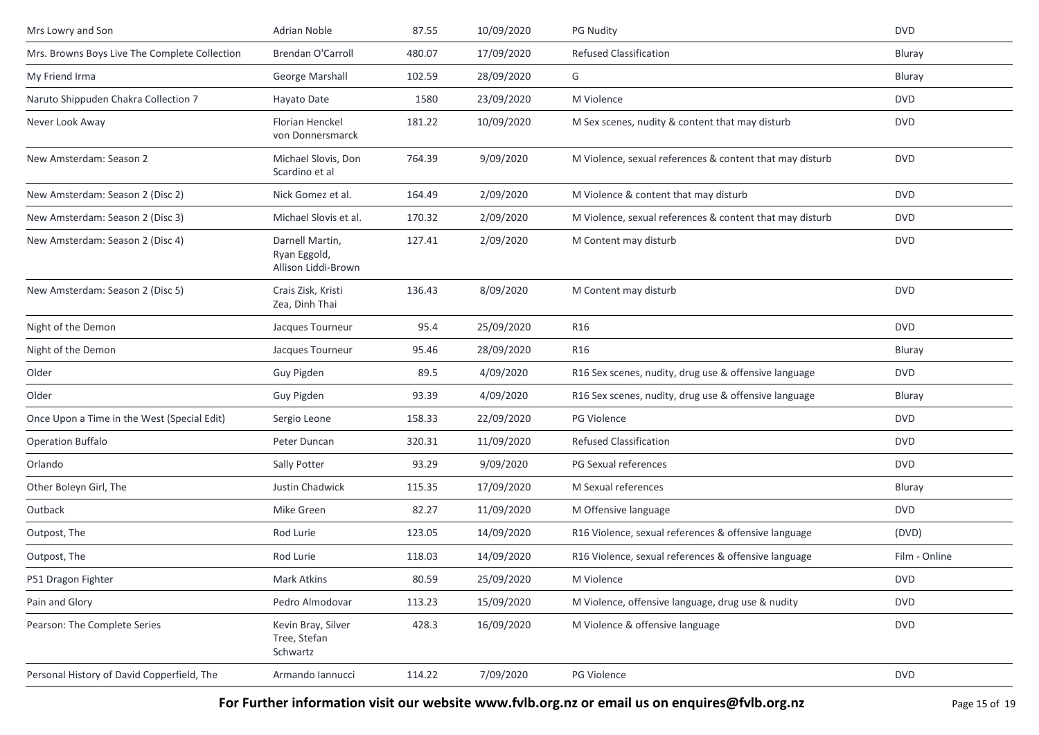| | | | | | |
|---|---|---|---|---|---|
| Mrs Lowry and Son | Adrian Noble | 87.55 | 10/09/2020 | PG Nudity | DVD |
| Mrs. Browns Boys Live The Complete Collection | Brendan O'Carroll | 480.07 | 17/09/2020 | Refused Classification | Bluray |
| My Friend Irma | George Marshall | 102.59 | 28/09/2020 | G | Bluray |
| Naruto Shippuden Chakra Collection 7 | Hayato Date | 1580 | 23/09/2020 | M Violence | DVD |
| Never Look Away | Florian Henckel von Donnersmarck | 181.22 | 10/09/2020 | M Sex scenes, nudity & content that may disturb | DVD |
| New Amsterdam: Season 2 | Michael Slovis, Don Scardino et al | 764.39 | 9/09/2020 | M Violence, sexual references & content that may disturb | DVD |
| New Amsterdam: Season 2 (Disc 2) | Nick Gomez et al. | 164.49 | 2/09/2020 | M Violence & content that may disturb | DVD |
| New Amsterdam: Season 2 (Disc 3) | Michael Slovis et al. | 170.32 | 2/09/2020 | M Violence, sexual references & content that may disturb | DVD |
| New Amsterdam: Season 2 (Disc 4) | Darnell Martin, Ryan Eggold, Allison Liddi-Brown | 127.41 | 2/09/2020 | M Content may disturb | DVD |
| New Amsterdam: Season 2 (Disc 5) | Crais Zisk, Kristi Zea, Dinh Thai | 136.43 | 8/09/2020 | M Content may disturb | DVD |
| Night of the Demon | Jacques Tourneur | 95.4 | 25/09/2020 | R16 | DVD |
| Night of the Demon | Jacques Tourneur | 95.46 | 28/09/2020 | R16 | Bluray |
| Older | Guy Pigden | 89.5 | 4/09/2020 | R16 Sex scenes, nudity, drug use & offensive language | DVD |
| Older | Guy Pigden | 93.39 | 4/09/2020 | R16 Sex scenes, nudity, drug use & offensive language | Bluray |
| Once Upon a Time in the West (Special Edit) | Sergio Leone | 158.33 | 22/09/2020 | PG Violence | DVD |
| Operation Buffalo | Peter Duncan | 320.31 | 11/09/2020 | Refused Classification | DVD |
| Orlando | Sally Potter | 93.29 | 9/09/2020 | PG Sexual references | DVD |
| Other Boleyn Girl, The | Justin Chadwick | 115.35 | 17/09/2020 | M Sexual references | Bluray |
| Outback | Mike Green | 82.27 | 11/09/2020 | M Offensive language | DVD |
| Outpost, The | Rod Lurie | 123.05 | 14/09/2020 | R16 Violence, sexual references & offensive language | (DVD) |
| Outpost, The | Rod Lurie | 118.03 | 14/09/2020 | R16 Violence, sexual references & offensive language | Film - Online |
| P51 Dragon Fighter | Mark Atkins | 80.59 | 25/09/2020 | M Violence | DVD |
| Pain and Glory | Pedro Almodovar | 113.23 | 15/09/2020 | M Violence, offensive language, drug use & nudity | DVD |
| Pearson: The Complete Series | Kevin Bray, Silver Tree, Stefan Schwartz | 428.3 | 16/09/2020 | M Violence & offensive language | DVD |
| Personal History of David Copperfield, The | Armando Iannucci | 114.22 | 7/09/2020 | PG Violence | DVD |

**For Further information visit our website www.fvlb.org.nz or email us on enquires@fvlb.org.nz**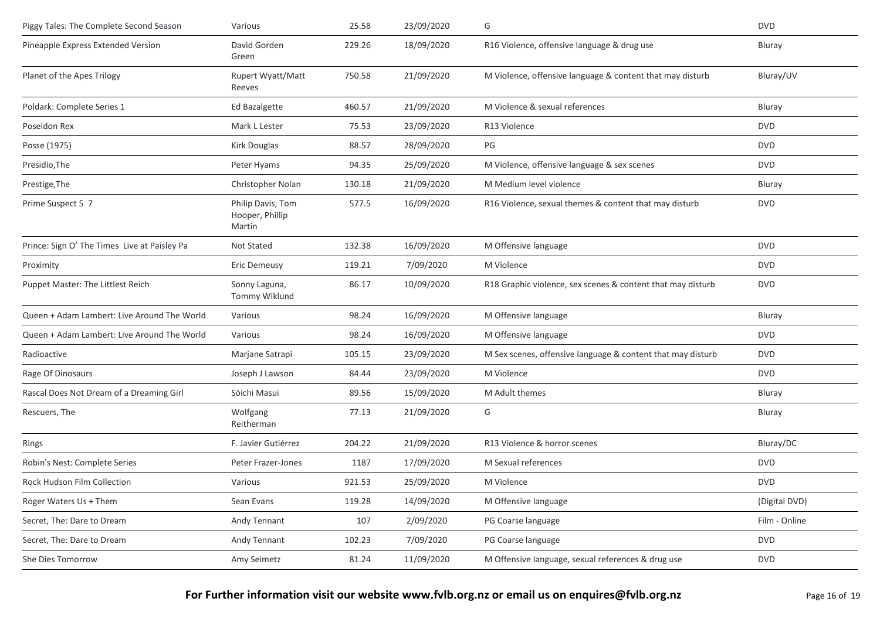| Piggy Tales: The Complete Second Season | Various | 25.58 | 23/09/2020 | G | DVD |
|---|---|---|---|---|---|
| Pineapple Express Extended Version | David Gorden Green | 229.26 | 18/09/2020 | R16 Violence, offensive language & drug use | Bluray |
| Planet of the Apes Trilogy | Rupert Wyatt/Matt Reeves | 750.58 | 21/09/2020 | M Violence, offensive language & content that may disturb | Bluray/UV |
| Poldark: Complete Series 1 | Ed Bazalgette | 460.57 | 21/09/2020 | M Violence & sexual references | Bluray |
| Poseidon Rex | Mark L Lester | 75.53 | 23/09/2020 | R13 Violence | DVD |
| Posse (1975) | Kirk Douglas | 88.57 | 28/09/2020 | PG | DVD |
| Presidio,The | Peter Hyams | 94.35 | 25/09/2020 | M Violence, offensive language & sex scenes | DVD |
| Prestige,The | Christopher Nolan | 130.18 | 21/09/2020 | M Medium level violence | Bluray |
| Prime Suspect 5 7 | Philip Davis, Tom Hooper, Phillip Martin | 577.5 | 16/09/2020 | R16 Violence, sexual themes & content that may disturb | DVD |
| Prince: Sign O' The Times Live at Paisley Pa | Not Stated | 132.38 | 16/09/2020 | M Offensive language | DVD |
| Proximity | Eric Demeusy | 119.21 | 7/09/2020 | M Violence | DVD |
| Puppet Master: The Littlest Reich | Sonny Laguna, Tommy Wiklund | 86.17 | 10/09/2020 | R18 Graphic violence, sex scenes & content that may disturb | DVD |
| Queen + Adam Lambert: Live Around The World | Various | 98.24 | 16/09/2020 | M Offensive language | Bluray |
| Queen + Adam Lambert: Live Around The World | Various | 98.24 | 16/09/2020 | M Offensive language | DVD |
| Radioactive | Marjane Satrapi | 105.15 | 23/09/2020 | M Sex scenes, offensive language & content that may disturb | DVD |
| Rage Of Dinosaurs | Joseph J Lawson | 84.44 | 23/09/2020 | M Violence | DVD |
| Rascal Does Not Dream of a Dreaming Girl | Sōichi Masui | 89.56 | 15/09/2020 | M Adult themes | Bluray |
| Rescuers, The | Wolfgang Reitherman | 77.13 | 21/09/2020 | G | Bluray |
| Rings | F. Javier Gutiérrez | 204.22 | 21/09/2020 | R13 Violence & horror scenes | Bluray/DC |
| Robin's Nest: Complete Series | Peter Frazer-Jones | 1187 | 17/09/2020 | M Sexual references | DVD |
| Rock Hudson Film Collection | Various | 921.53 | 25/09/2020 | M Violence | DVD |
| Roger Waters Us + Them | Sean Evans | 119.28 | 14/09/2020 | M Offensive language | (Digital DVD) |
| Secret, The: Dare to Dream | Andy Tennant | 107 | 2/09/2020 | PG Coarse language | Film - Online |
| Secret, The: Dare to Dream | Andy Tennant | 102.23 | 7/09/2020 | PG Coarse language | DVD |
| She Dies Tomorrow | Amy Seimetz | 81.24 | 11/09/2020 | M Offensive language, sexual references & drug use | DVD |

**For Further information visit our website www.fvlb.org.nz or email us on enquires@fvlb.org.nz**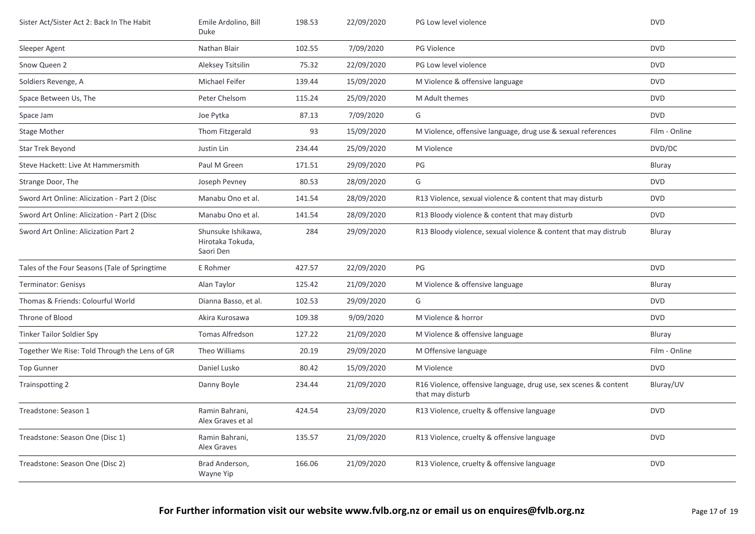| | | | | | |
|---|---|---|---|---|---|
| Sister Act/Sister Act 2: Back In The Habit | Emile Ardolino, Bill Duke | 198.53 | 22/09/2020 | PG Low level violence | DVD |
| Sleeper Agent | Nathan Blair | 102.55 | 7/09/2020 | PG Violence | DVD |
| Snow Queen 2 | Aleksey Tsitsilin | 75.32 | 22/09/2020 | PG Low level violence | DVD |
| Soldiers Revenge, A | Michael Feifer | 139.44 | 15/09/2020 | M Violence & offensive language | DVD |
| Space Between Us, The | Peter Chelsom | 115.24 | 25/09/2020 | M Adult themes | DVD |
| Space Jam | Joe Pytka | 87.13 | 7/09/2020 | G | DVD |
| Stage Mother | Thom Fitzgerald | 93 | 15/09/2020 | M Violence, offensive language, drug use & sexual references | Film - Online |
| Star Trek Beyond | Justin Lin | 234.44 | 25/09/2020 | M Violence | DVD/DC |
| Steve Hackett: Live At Hammersmith | Paul M Green | 171.51 | 29/09/2020 | PG | Bluray |
| Strange Door, The | Joseph Pevney | 80.53 | 28/09/2020 | G | DVD |
| Sword Art Online: Alicization - Part 2 (Disc | Manabu Ono et al. | 141.54 | 28/09/2020 | R13 Violence, sexual violence & content that may disturb | DVD |
| Sword Art Online: Alicization - Part 2 (Disc | Manabu Ono et al. | 141.54 | 28/09/2020 | R13 Bloody violence & content that may disturb | DVD |
| Sword Art Online: Alicization Part 2 | Shunsuke Ishikawa, Hirotaka Tokuda, Saori Den | 284 | 29/09/2020 | R13 Bloody violence, sexual violence & content that may distrub | Bluray |
| Tales of the Four Seasons (Tale of Springtime | E Rohmer | 427.57 | 22/09/2020 | PG | DVD |
| Terminator: Genisys | Alan Taylor | 125.42 | 21/09/2020 | M Violence & offensive language | Bluray |
| Thomas & Friends: Colourful World | Dianna Basso, et al. | 102.53 | 29/09/2020 | G | DVD |
| Throne of Blood | Akira Kurosawa | 109.38 | 9/09/2020 | M Violence & horror | DVD |
| Tinker Tailor Soldier Spy | Tomas Alfredson | 127.22 | 21/09/2020 | M Violence & offensive language | Bluray |
| Together We Rise: Told Through the Lens of GR | Theo Williams | 20.19 | 29/09/2020 | M Offensive language | Film - Online |
| Top Gunner | Daniel Lusko | 80.42 | 15/09/2020 | M Violence | DVD |
| Trainspotting 2 | Danny Boyle | 234.44 | 21/09/2020 | R16 Violence, offensive language, drug use, sex scenes & content that may disturb | Bluray/UV |
| Treadstone: Season 1 | Ramin Bahrani, Alex Graves et al | 424.54 | 23/09/2020 | R13 Violence, cruelty & offensive language | DVD |
| Treadstone: Season One (Disc 1) | Ramin Bahrani, Alex Graves | 135.57 | 21/09/2020 | R13 Violence, cruelty & offensive language | DVD |
| Treadstone: Season One (Disc 2) | Brad Anderson, Wayne Yip | 166.06 | 21/09/2020 | R13 Violence, cruelty & offensive language | DVD |

**For Further information visit our website www.fvlb.org.nz or email us on enquires@fvlb.org.nz**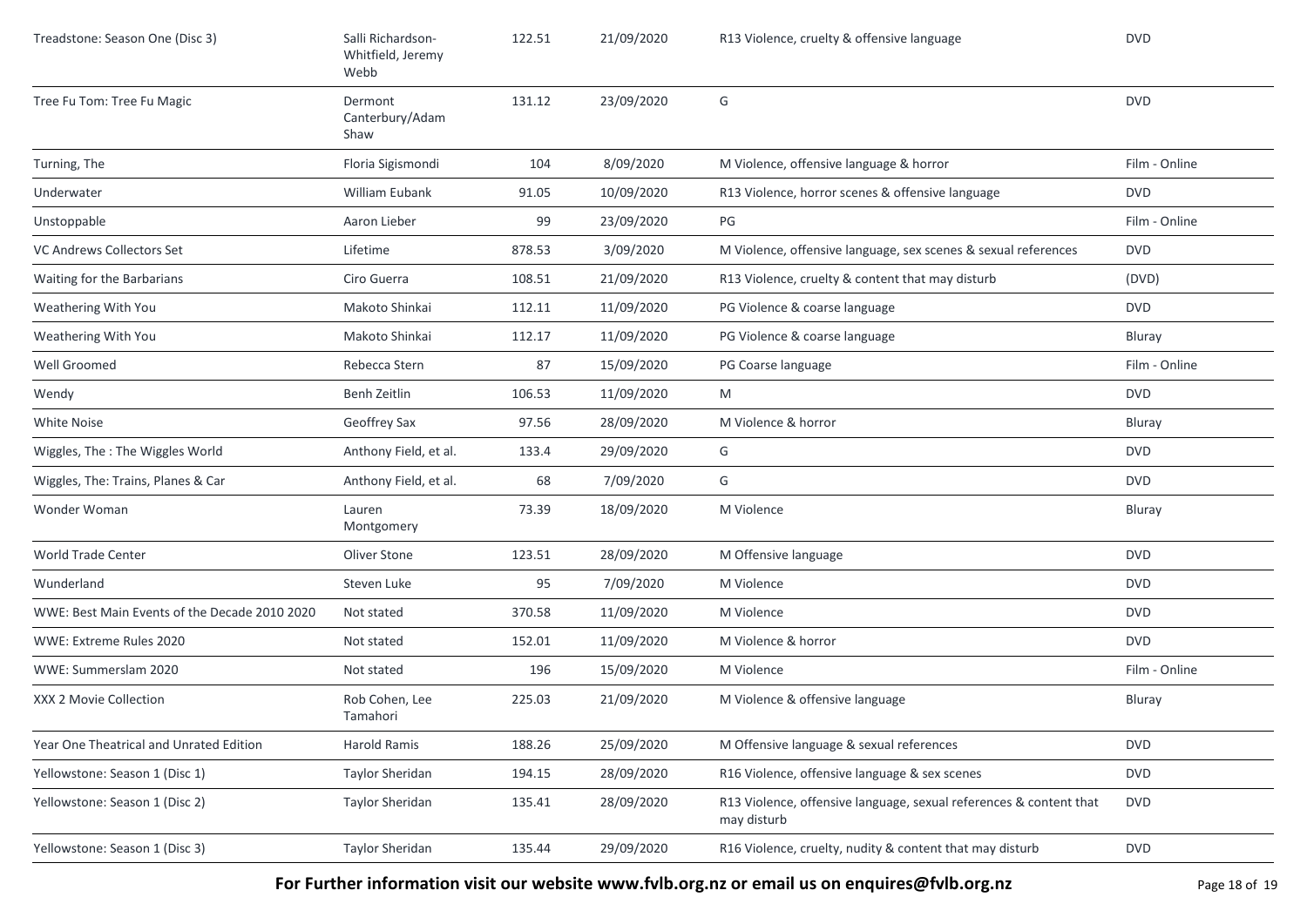| | | | | | |
|---|---|---|---|---|---|
| Treadstone: Season One (Disc 3) | Salli Richardson-Whitfield, Jeremy Webb | 122.51 | 21/09/2020 | R13 Violence, cruelty & offensive language | DVD |
| Tree Fu Tom: Tree Fu Magic | Dermont Canterbury/Adam Shaw | 131.12 | 23/09/2020 | G | DVD |
| Turning, The | Floria Sigismondi | 104 | 8/09/2020 | M Violence, offensive language & horror | Film - Online |
| Underwater | William Eubank | 91.05 | 10/09/2020 | R13 Violence, horror scenes & offensive language | DVD |
| Unstoppable | Aaron Lieber | 99 | 23/09/2020 | PG | Film - Online |
| VC Andrews Collectors Set | Lifetime | 878.53 | 3/09/2020 | M Violence, offensive language, sex scenes & sexual references | DVD |
| Waiting for the Barbarians | Ciro Guerra | 108.51 | 21/09/2020 | R13 Violence, cruelty & content that may disturb | (DVD) |
| Weathering With You | Makoto Shinkai | 112.11 | 11/09/2020 | PG Violence & coarse language | DVD |
| Weathering With You | Makoto Shinkai | 112.17 | 11/09/2020 | PG Violence & coarse language | Bluray |
| Well Groomed | Rebecca Stern | 87 | 15/09/2020 | PG Coarse language | Film - Online |
| Wendy | Benh Zeitlin | 106.53 | 11/09/2020 | M | DVD |
| White Noise | Geoffrey Sax | 97.56 | 28/09/2020 | M Violence & horror | Bluray |
| Wiggles, The : The Wiggles World | Anthony Field, et al. | 133.4 | 29/09/2020 | G | DVD |
| Wiggles, The: Trains, Planes & Car | Anthony Field, et al. | 68 | 7/09/2020 | G | DVD |
| Wonder Woman | Lauren Montgomery | 73.39 | 18/09/2020 | M Violence | Bluray |
| World Trade Center | Oliver Stone | 123.51 | 28/09/2020 | M Offensive language | DVD |
| Wunderland | Steven Luke | 95 | 7/09/2020 | M Violence | DVD |
| WWE: Best Main Events of the Decade 2010 2020 | Not stated | 370.58 | 11/09/2020 | M Violence | DVD |
| WWE: Extreme Rules 2020 | Not stated | 152.01 | 11/09/2020 | M Violence & horror | DVD |
| WWE: Summerslam 2020 | Not stated | 196 | 15/09/2020 | M Violence | Film - Online |
| XXX 2 Movie Collection | Rob Cohen, Lee Tamahori | 225.03 | 21/09/2020 | M Violence & offensive language | Bluray |
| Year One Theatrical and Unrated Edition | Harold Ramis | 188.26 | 25/09/2020 | M Offensive language & sexual references | DVD |
| Yellowstone: Season 1 (Disc 1) | Taylor Sheridan | 194.15 | 28/09/2020 | R16 Violence, offensive language & sex scenes | DVD |
| Yellowstone: Season 1 (Disc 2) | Taylor Sheridan | 135.41 | 28/09/2020 | R13 Violence, offensive language, sexual references & content that may disturb | DVD |
| Yellowstone: Season 1 (Disc 3) | Taylor Sheridan | 135.44 | 29/09/2020 | R16 Violence, cruelty, nudity & content that may disturb | DVD |

**For Further information visit our website www.fvlb.org.nz or email us on enquires@fvlb.org.nz**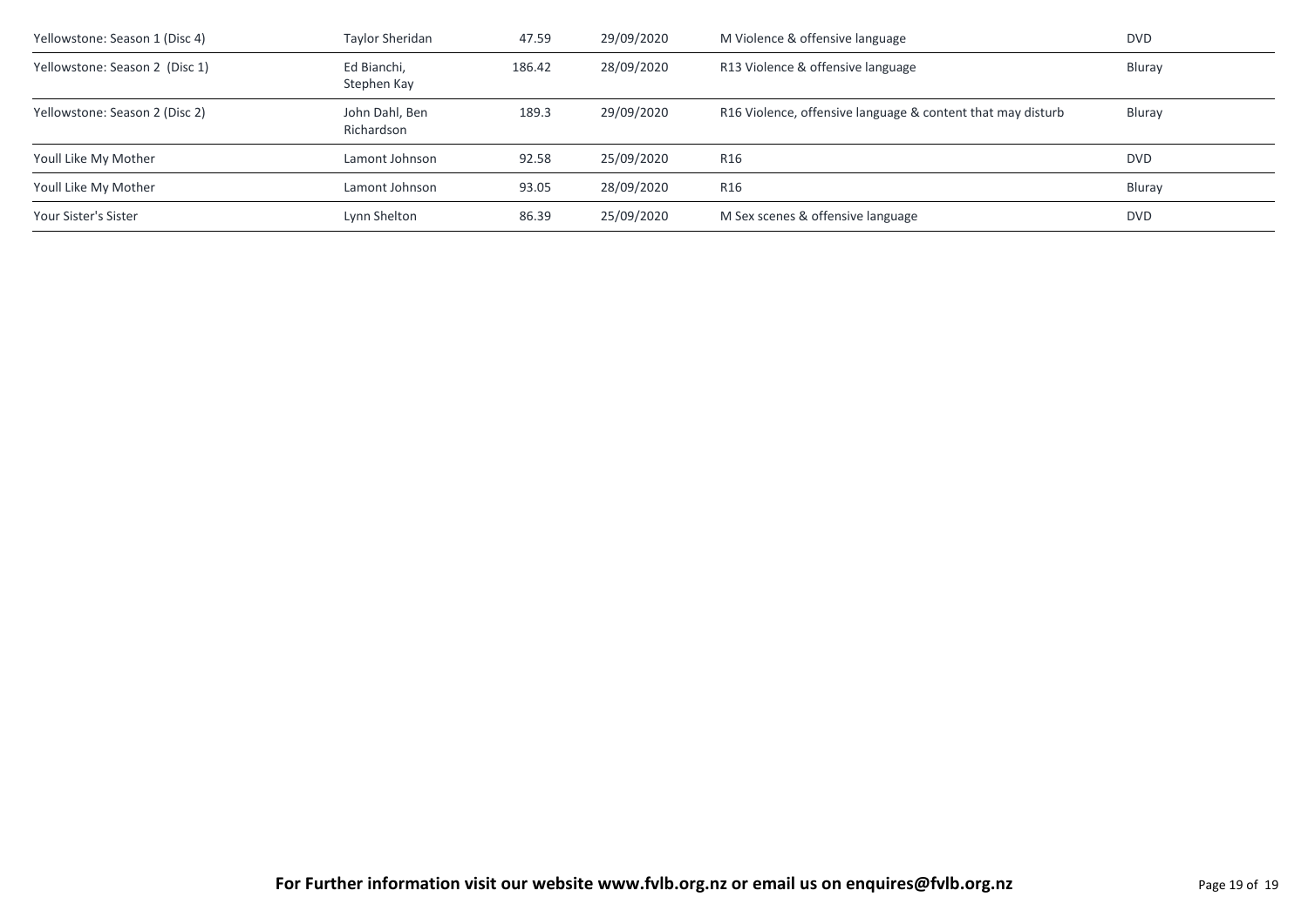| | | | | | |
|---|---|---|---|---|---|
| Yellowstone: Season 1 (Disc 4) | Taylor Sheridan | 47.59 | 29/09/2020 | M Violence & offensive language | DVD |
| Yellowstone: Season 2 (Disc 1) | Ed Bianchi, Stephen Kay | 186.42 | 28/09/2020 | R13 Violence & offensive language | Bluray |
| Yellowstone: Season 2 (Disc 2) | John Dahl, Ben Richardson | 189.3 | 29/09/2020 | R16 Violence, offensive language & content that may disturb | Bluray |
| Youll Like My Mother | Lamont Johnson | 92.58 | 25/09/2020 | R16 | DVD |
| Youll Like My Mother | Lamont Johnson | 93.05 | 28/09/2020 | R16 | Bluray |
| Your Sister's Sister | Lynn Shelton | 86.39 | 25/09/2020 | M Sex scenes & offensive language | DVD |

**For Further information visit our website www.fvlb.org.nz or email us on enquires@fvlb.org.nz**